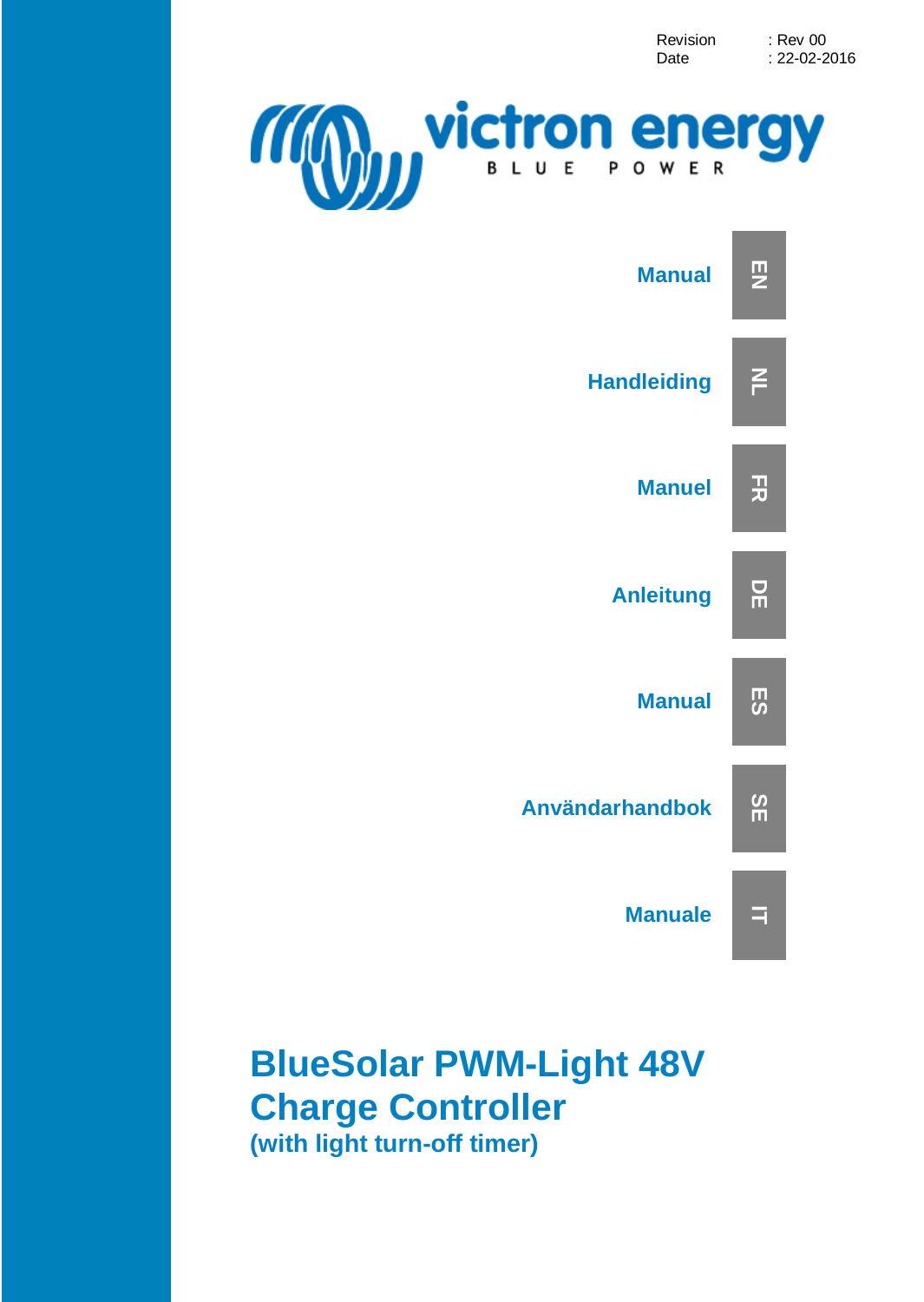Revision : Rev 00
Date : 22-02-2016

victron energy
BLUE POWER

| | |
|---|---|
| Manual | EN |
| Handleiding | NL |
| Manuel | FR |
| Anleitung | DE |
| Manual | ES |
| Användarhandbok | SE |
| Manuale | IT |

# BlueSolar PWM-Light 48V Charge Controller

**(with light turn-off timer)**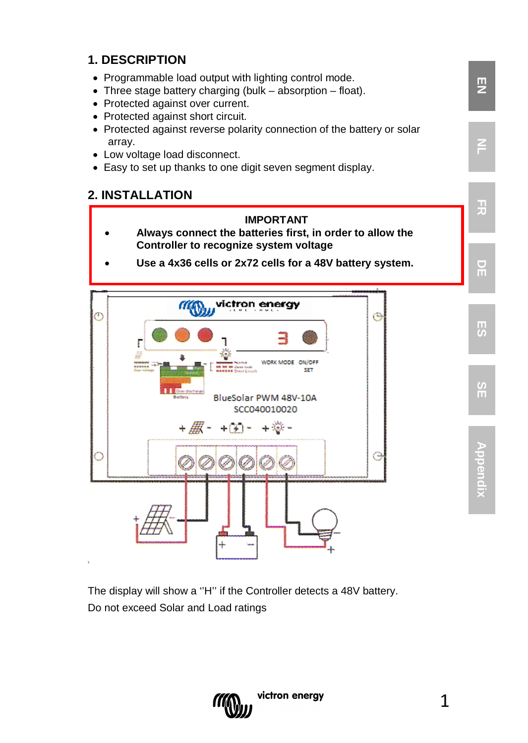## 1. DESCRIPTION

- Programmable load output with lighting control mode.
- Three stage battery charging (bulk – absorption – float).
- Protected against over current.
- Protected against short circuit.
- Protected against reverse polarity connection of the battery or solar array.
- Low voltage load disconnect.
- Easy to set up thanks to one digit seven segment display.

## 2. INSTALLATION

**IMPORTANT**

- **Always connect the batteries first, in order to allow the Controller to recognize system voltage**
- **Use a 4x36 cells or 2x72 cells for a 48V battery system.**

The display will show a ''H'' if the Controller detects a 48V battery.

Do not exceed Solar and Load ratings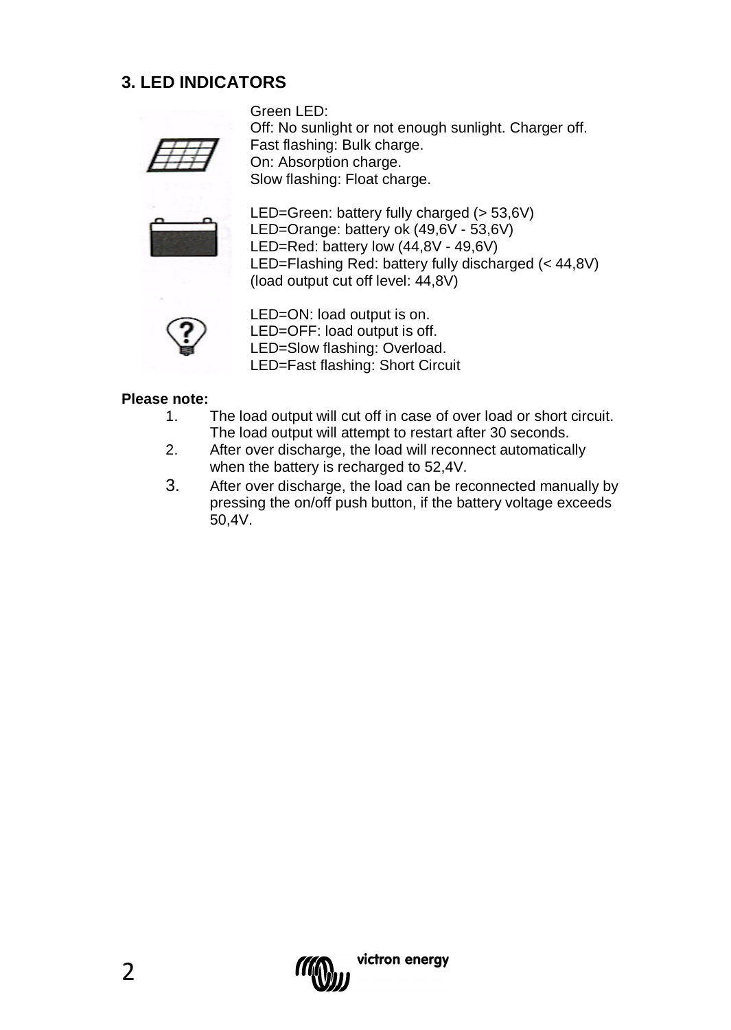## 3. LED INDICATORS

Green LED:
Off: No sunlight or not enough sunlight. Charger off.
Fast flashing: Bulk charge.
On: Absorption charge.
Slow flashing: Float charge.

LED=Green: battery fully charged (> 53,6V)
LED=Orange: battery ok (49,6V - 53,6V)
LED=Red: battery low (44,8V - 49,6V)
LED=Flashing Red: battery fully discharged (< 44,8V)
(load output cut off level: 44,8V)

LED=ON: load output is on.
LED=OFF: load output is off.
LED=Slow flashing: Overload.
LED=Fast flashing: Short Circuit

**Please note:**

1. The load output will cut off in case of over load or short circuit. The load output will attempt to restart after 30 seconds.
2. After over discharge, the load will reconnect automatically when the battery is recharged to 52,4V.
3. After over discharge, the load can be reconnected manually by pressing the on/off push button, if the battery voltage exceeds 50,4V.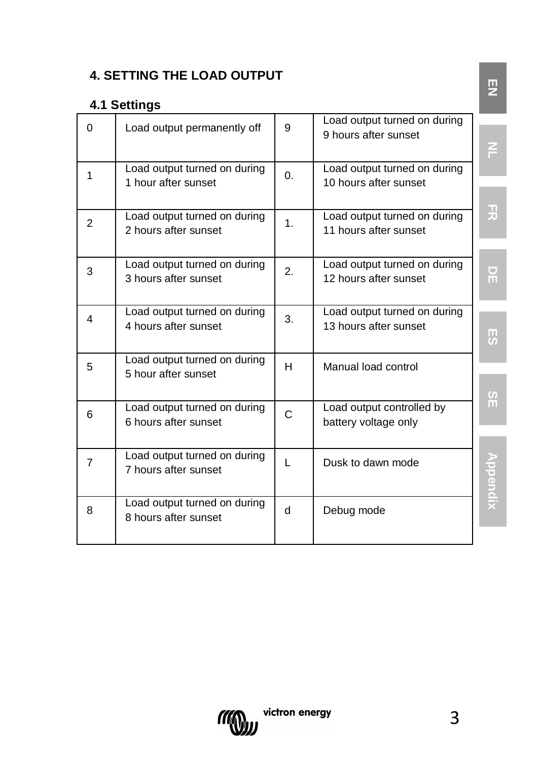## 4. SETTING THE LOAD OUTPUT

### 4.1 Settings

| | | | |
|---|---|---|---|
| 0 | Load output permanently off | 9 | Load output turned on during 9 hours after sunset |
| 1 | Load output turned on during 1 hour after sunset | 0. | Load output turned on during 10 hours after sunset |
| 2 | Load output turned on during 2 hours after sunset | 1. | Load output turned on during 11 hours after sunset |
| 3 | Load output turned on during 3 hours after sunset | 2. | Load output turned on during 12 hours after sunset |
| 4 | Load output turned on during 4 hours after sunset | 3. | Load output turned on during 13 hours after sunset |
| 5 | Load output turned on during 5 hour after sunset | H | Manual load control |
| 6 | Load output turned on during 6 hours after sunset | C | Load output controlled by battery voltage only |
| 7 | Load output turned on during 7 hours after sunset | L | Dusk to dawn mode |
| 8 | Load output turned on during 8 hours after sunset | d | Debug mode |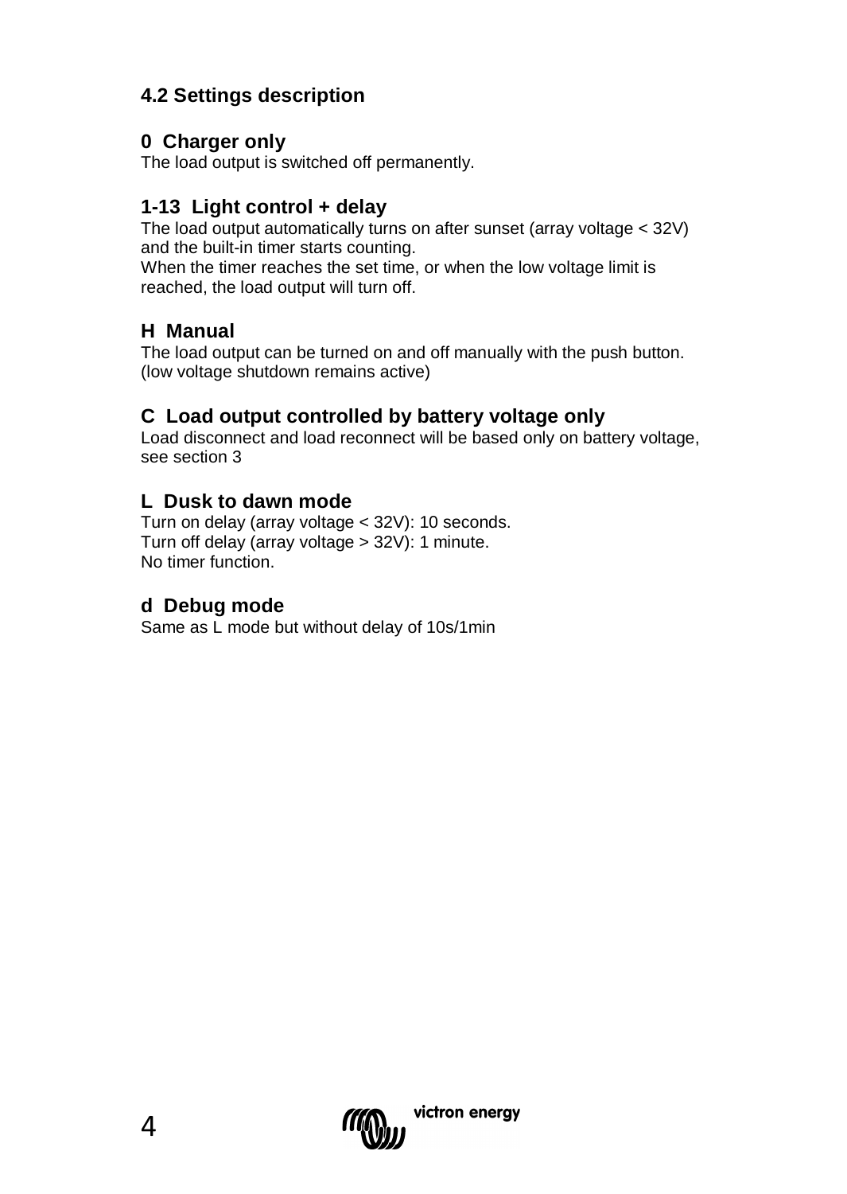## 4.2 Settings description

### 0 Charger only

The load output is switched off permanently.

### 1-13 Light control + delay

The load output automatically turns on after sunset (array voltage < 32V) and the built-in timer starts counting.
When the timer reaches the set time, or when the low voltage limit is reached, the load output will turn off.

### H Manual

The load output can be turned on and off manually with the push button.
(low voltage shutdown remains active)

### C Load output controlled by battery voltage only

Load disconnect and load reconnect will be based only on battery voltage, see section 3

### L Dusk to dawn mode

Turn on delay (array voltage < 32V): 10 seconds.
Turn off delay (array voltage > 32V): 1 minute.
No timer function.

### d Debug mode

Same as L mode but without delay of 10s/1min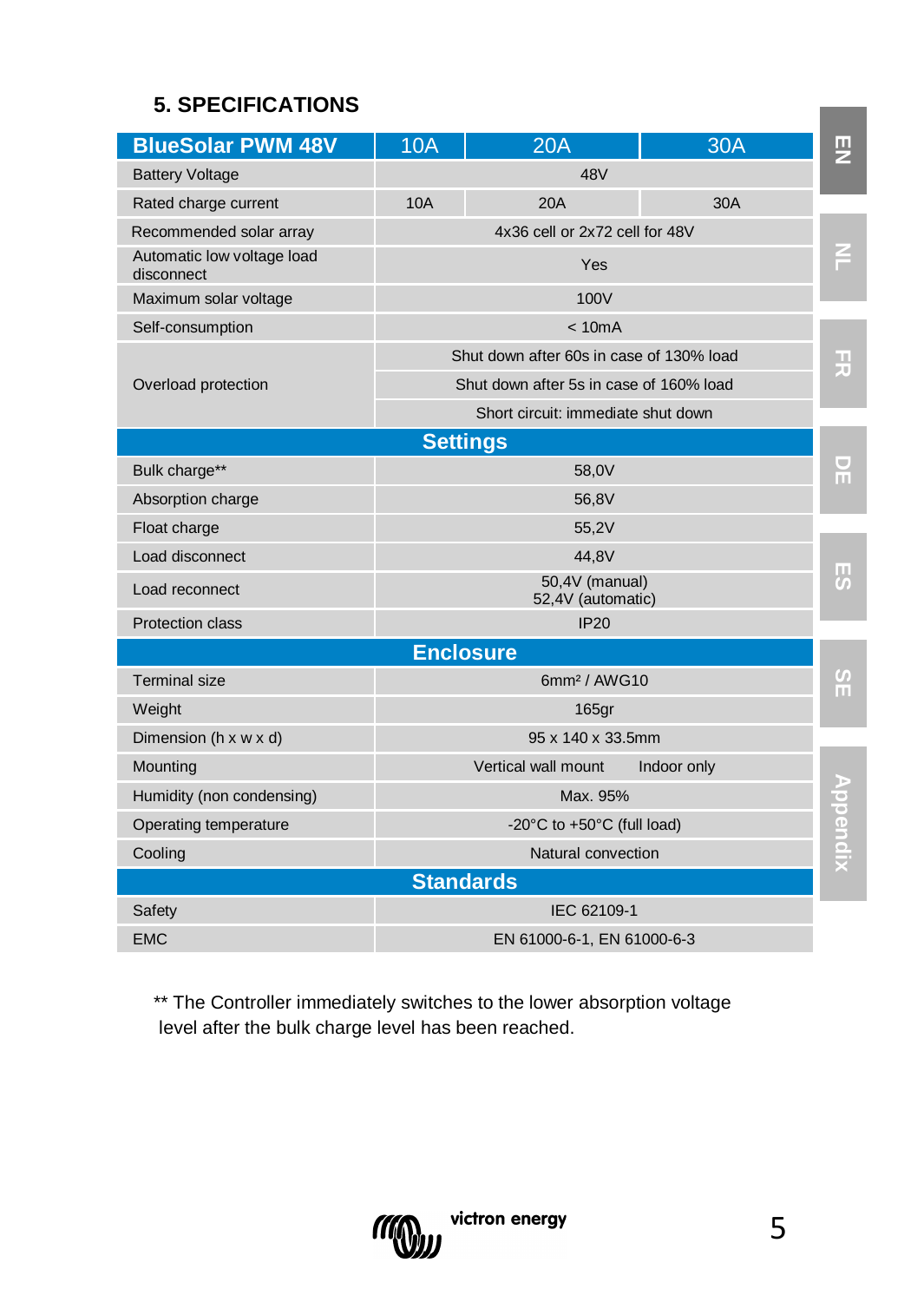## 5. SPECIFICATIONS

| BlueSolar PWM 48V | 10A | 20A | 30A |
|---|---|---|---|
| Battery Voltage | 48V | | |
| Rated charge current | 10A | 20A | 30A |
| Recommended solar array | 4x36 cell or 2x72 cell for 48V | | |
| Automatic low voltage load disconnect | Yes | | |
| Maximum solar voltage | 100V | | |
| Self-consumption | < 10mA | | |
| Overload protection | Shut down after 60s in case of 130% load | | |
| | Shut down after 5s in case of 160% load | | |
| | Short circuit: immediate shut down | | |
| **Settings** | | | |
| Bulk charge** | 58,0V | | |
| Absorption charge | 56,8V | | |
| Float charge | 55,2V | | |
| Load disconnect | 44,8V | | |
| Load reconnect | 50,4V (manual)<br>52,4V (automatic) | | |
| Protection class | IP20 | | |
| **Enclosure** | | | |
| Terminal size | 6mm² / AWG10 | | |
| Weight | 165gr | | |
| Dimension (h x w x d) | 95 x 140 x 33.5mm | | |
| Mounting | Vertical wall mount Indoor only | | |
| Humidity (non condensing) | Max. 95% | | |
| Operating temperature | -20°C to +50°C (full load) | | |
| Cooling | Natural convection | | |
| **Standards** | | | |
| Safety | IEC 62109-1 | | |
| EMC | EN 61000-6-1, EN 61000-6-3 | | |

** The Controller immediately switches to the lower absorption voltage level after the bulk charge level has been reached.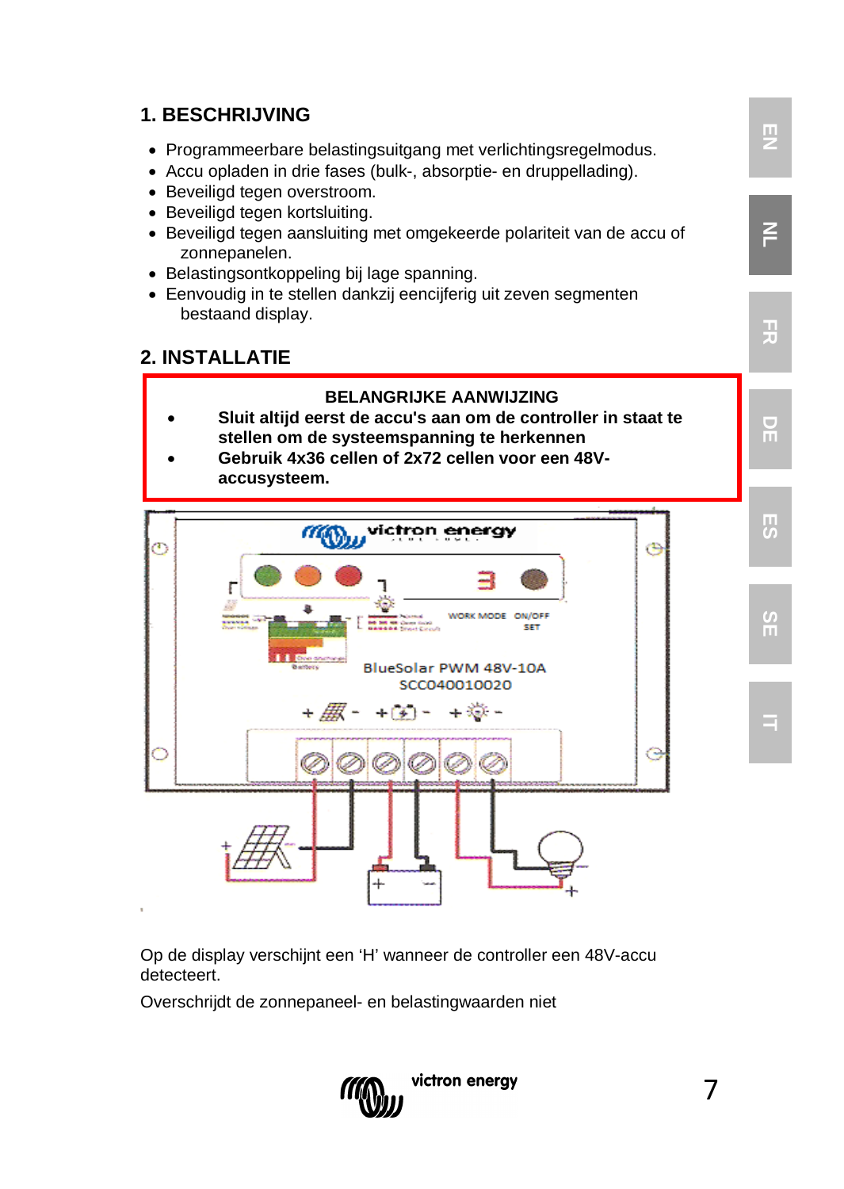## 1. BESCHRIJVING

- Programmeerbare belastingsuitgang met verlichtingsregelmodus.
- Accu opladen in drie fases (bulk-, absorptie- en druppellading).
- Beveiligd tegen overstroom.
- Beveiligd tegen kortsluiting.
- Beveiligd tegen aansluiting met omgekeerde polariteit van de accu of zonnepanelen.
- Belastingsontkoppeling bij lage spanning.
- Eenvoudig in te stellen dankzij eencijferig uit zeven segmenten bestaand display.

## 2. INSTALLATIE

**BELANGRIJKE AANWIJZING**

- **Sluit altijd eerst de accu's aan om de controller in staat te stellen om de systeemspanning te herkennen**
- **Gebruik 4x36 cellen of 2x72 cellen voor een 48V-accusysteem.**

Op de display verschijnt een 'H' wanneer de controller een 48V-accu detecteert.

Overschrijdt de zonnepaneel- en belastingwaarden niet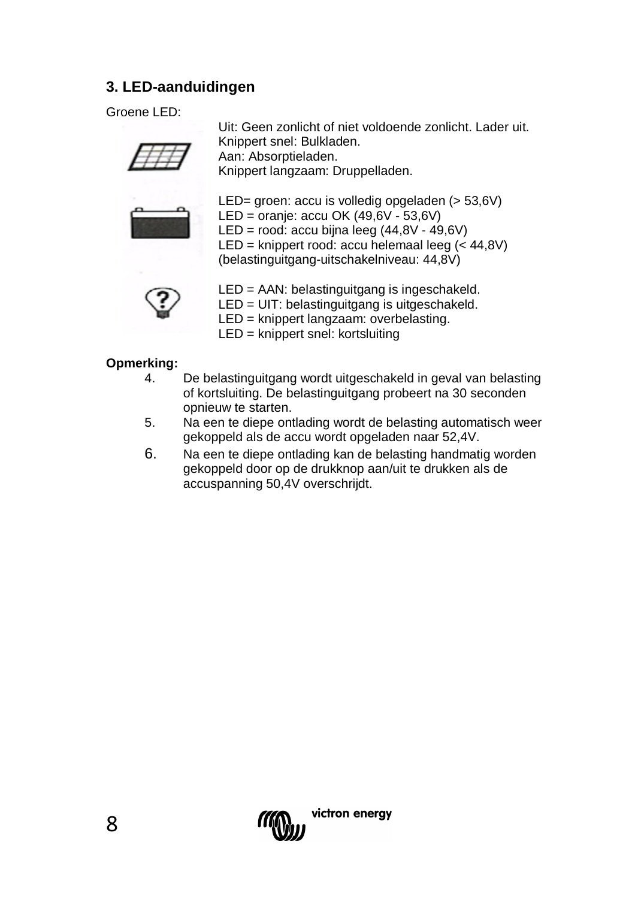### 3. LED-aanduidingen

Groene LED:

Uit: Geen zonlicht of niet voldoende zonlicht. Lader uit.
Knippert snel: Bulkladen.
Aan: Absorptieladen.
Knippert langzaam: Druppelladen.

LED= groen: accu is volledig opgeladen (> 53,6V)
LED = oranje: accu OK (49,6V - 53,6V)
LED = rood: accu bijna leeg (44,8V - 49,6V)
LED = knippert rood: accu helemaal leeg (< 44,8V)
(belastinguitgang-uitschakelniveau: 44,8V)

LED = AAN: belastinguitgang is ingeschakeld.
LED = UIT: belastinguitgang is uitgeschakeld.
LED = knippert langzaam: overbelasting.
LED = knippert snel: kortsluiting

**Opmerking:**

4. De belastinguitgang wordt uitgeschakeld in geval van belasting of kortsluiting. De belastinguitgang probeert na 30 seconden opnieuw te starten.
5. Na een te diepe ontlading wordt de belasting automatisch weer gekoppeld als de accu wordt opgeladen naar 52,4V.
6. Na een te diepe ontlading kan de belasting handmatig worden gekoppeld door op de drukknop aan/uit te drukken als de accuspanning 50,4V overschrijdt.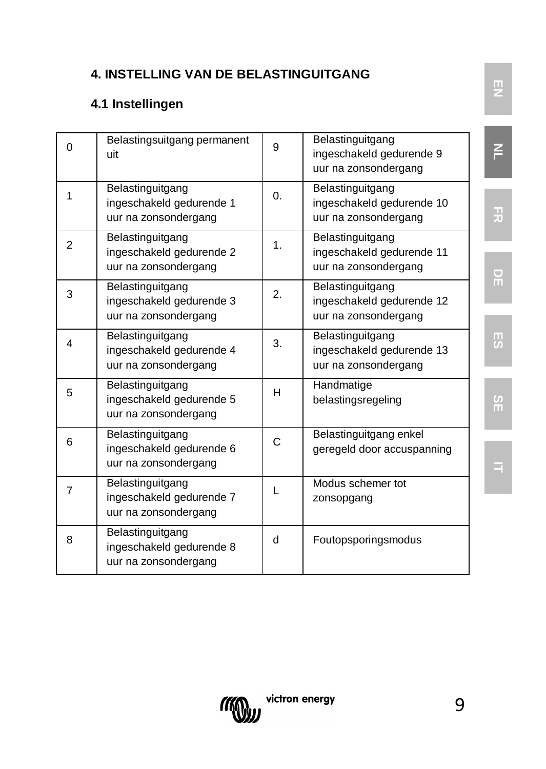## 4. INSTELLING VAN DE BELASTINGUITGANG

### 4.1 Instellingen

| | | | |
|---|---|---|---|
| 0 | Belastingsuitgang permanent uit | 9 | Belastinguitgang ingeschakeld gedurende 9 uur na zonsondergang |
| 1 | Belastinguitgang ingeschakeld gedurende 1 uur na zonsondergang | 0. | Belastinguitgang ingeschakeld gedurende 10 uur na zonsondergang |
| 2 | Belastinguitgang ingeschakeld gedurende 2 uur na zonsondergang | 1. | Belastinguitgang ingeschakeld gedurende 11 uur na zonsondergang |
| 3 | Belastinguitgang ingeschakeld gedurende 3 uur na zonsondergang | 2. | Belastinguitgang ingeschakeld gedurende 12 uur na zonsondergang |
| 4 | Belastinguitgang ingeschakeld gedurende 4 uur na zonsondergang | 3. | Belastinguitgang ingeschakeld gedurende 13 uur na zonsondergang |
| 5 | Belastinguitgang ingeschakeld gedurende 5 uur na zonsondergang | H | Handmatige belastingsregeling |
| 6 | Belastinguitgang ingeschakeld gedurende 6 uur na zonsondergang | C | Belastinguitgang enkel geregeld door accuspanning |
| 7 | Belastinguitgang ingeschakeld gedurende 7 uur na zonsondergang | L | Modus schemer tot zonsopgang |
| 8 | Belastinguitgang ingeschakeld gedurende 8 uur na zonsondergang | d | Foutopsporingsmodus |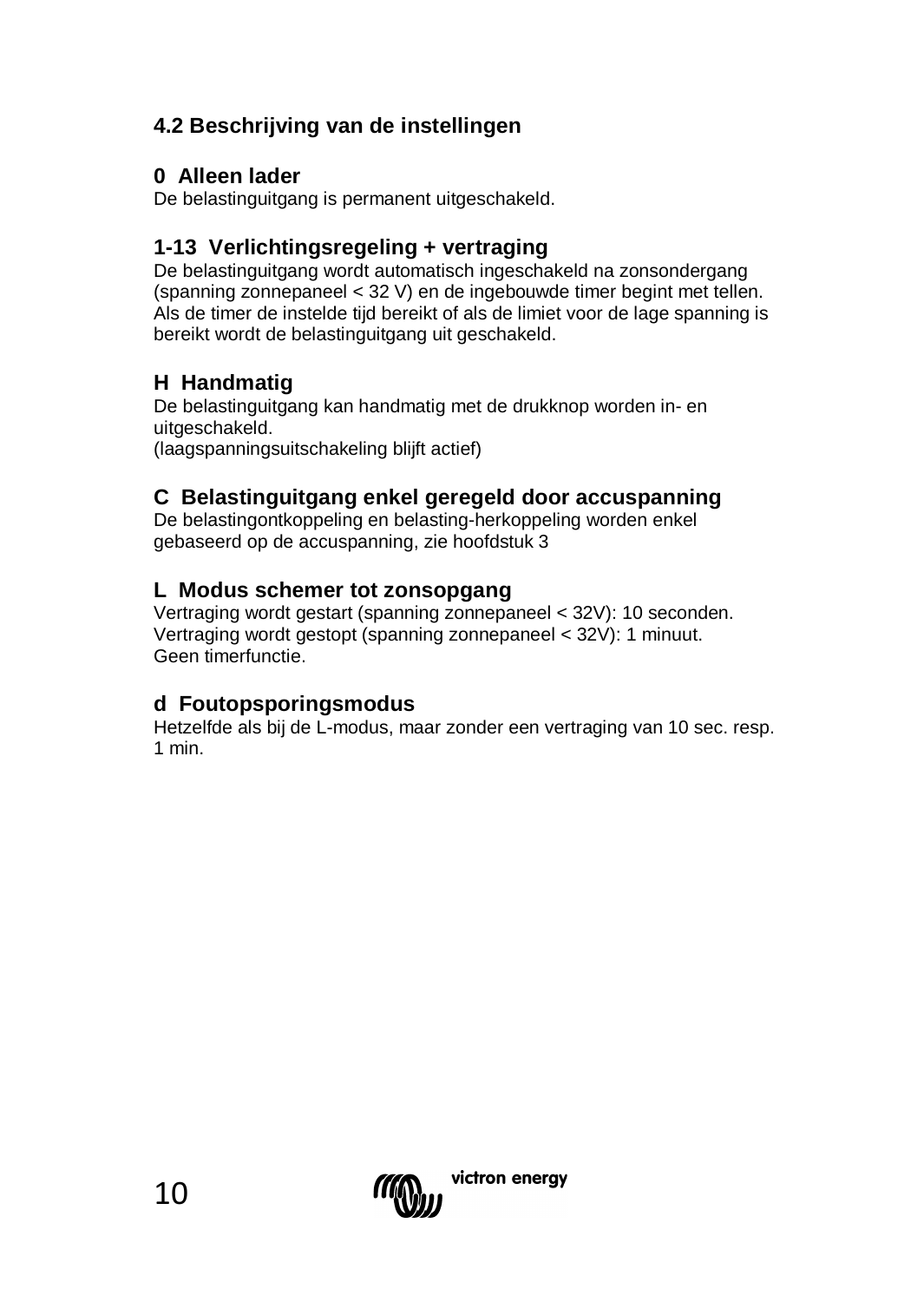## 4.2 Beschrijving van de instellingen

### 0 Alleen lader

De belastinguitgang is permanent uitgeschakeld.

### 1-13 Verlichtingsregeling + vertraging

De belastinguitgang wordt automatisch ingeschakeld na zonsondergang (spanning zonnepaneel < 32 V) en de ingebouwde timer begint met tellen. Als de timer de instelde tijd bereikt of als de limiet voor de lage spanning is bereikt wordt de belastinguitgang uit geschakeld.

### H Handmatig

De belastinguitgang kan handmatig met de drukknop worden in- en uitgeschakeld.
(laagspanningsuitschakeling blijft actief)

### C Belastinguitgang enkel geregeld door accuspanning

De belastingontkoppeling en belasting-herkoppeling worden enkel gebaseerd op de accuspanning, zie hoofdstuk 3

### L Modus schemer tot zonsopgang

Vertraging wordt gestart (spanning zonnepaneel < 32V): 10 seconden.
Vertraging wordt gestopt (spanning zonnepaneel < 32V): 1 minuut.
Geen timerfunctie.

### d Foutopsporingsmodus

Hetzelfde als bij de L-modus, maar zonder een vertraging van 10 sec. resp. 1 min.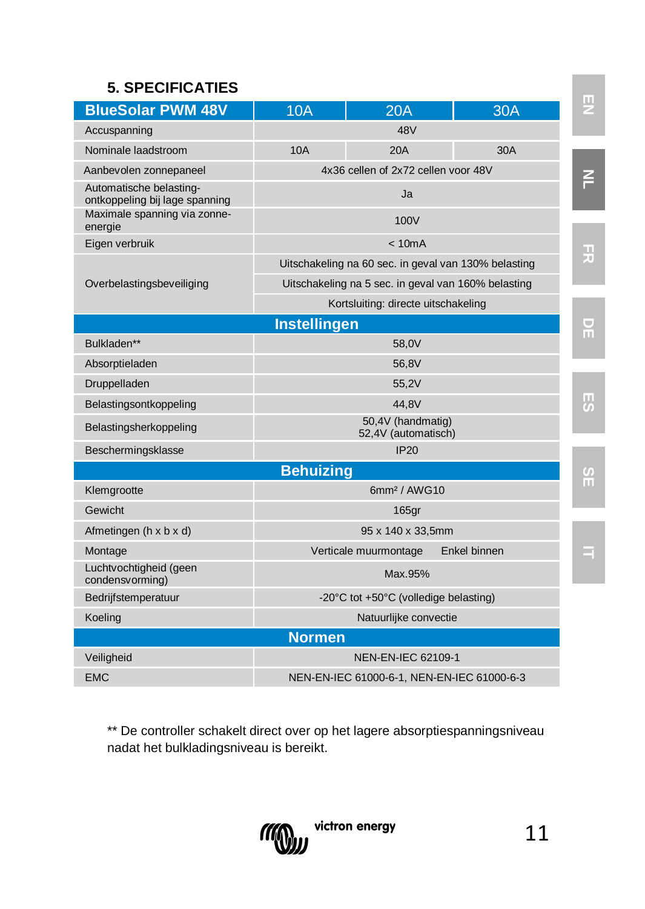## 5. SPECIFICATIES

| BlueSolar PWM 48V | 10A | 20A | 30A |
|---|---|---|---|
| Accuspanning | 48V | | |
| Nominale laadstroom | 10A | 20A | 30A |
| Aanbevolen zonnepaneel | 4x36 cellen of 2x72 cellen voor 48V | | |
| Automatische belasting-ontkoppeling bij lage spanning | Ja | | |
| Maximale spanning via zonne-energie | 100V | | |
| Eigen verbruik | < 10mA | | |
| Overbelastingsbeveiliging | Uitschakeling na 60 sec. in geval van 130% belasting | | |
| | Uitschakeling na 5 sec. in geval van 160% belasting | | |
| | Kortsluiting: directe uitschakeling | | |
| **Instellingen** | | | |
| Bulkladen** | 58,0V | | |
| Absorptieladen | 56,8V | | |
| Druppelladen | 55,2V | | |
| Belastingsontkoppeling | 44,8V | | |
| Belastingsherkoppeling | 50,4V (handmatig) 52,4V (automatisch) | | |
| Beschermingsklasse | IP20 | | |
| **Behuizing** | | | |
| Klemgrootte | 6mm² / AWG10 | | |
| Gewicht | 165gr | | |
| Afmetingen (h x b x d) | 95 x 140 x 33,5mm | | |
| Montage | Verticale muurmontage Enkel binnen | | |
| Luchtvochtigheid (geen condensvorming) | Max.95% | | |
| Bedrijfstemperatuur | -20°C tot +50°C (volledige belasting) | | |
| Koeling | Natuurlijke convectie | | |
| **Normen** | | | |
| Veiligheid | NEN-EN-IEC 62109-1 | | |
| EMC | NEN-EN-IEC 61000-6-1, NEN-EN-IEC 61000-6-3 | | |

** De controller schakelt direct over op het lagere absorptiespanningsniveau nadat het bulkladingsniveau is bereikt.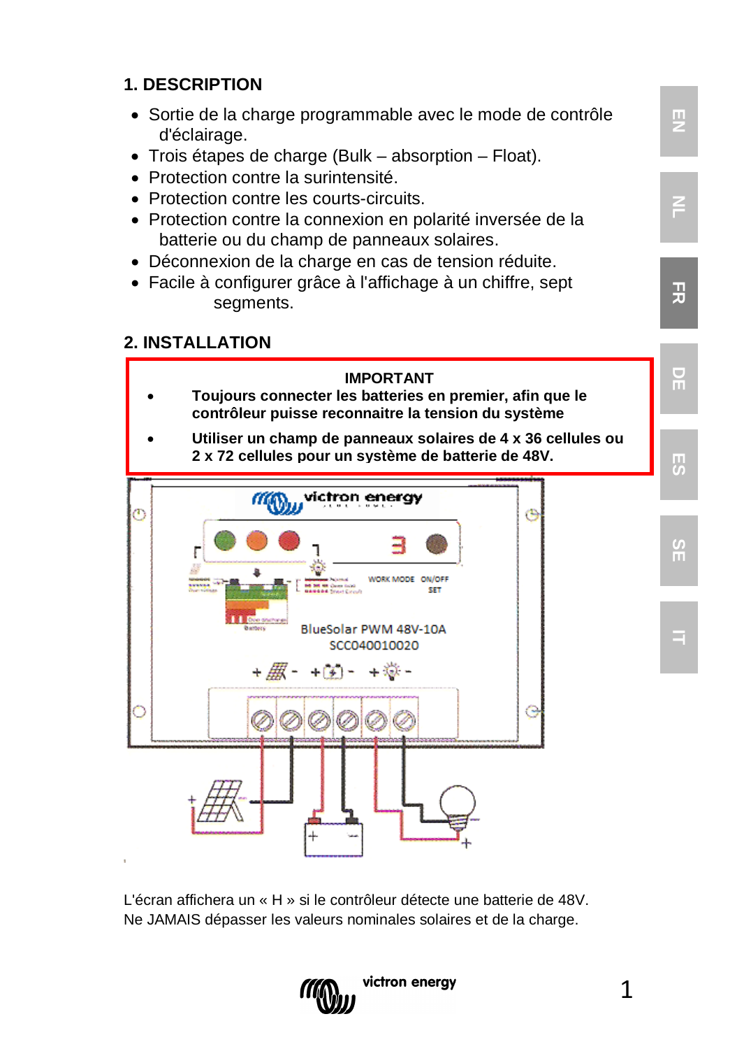## 1. DESCRIPTION

- Sortie de la charge programmable avec le mode de contrôle d'éclairage.
- Trois étapes de charge (Bulk – absorption – Float).
- Protection contre la surintensité.
- Protection contre les courts-circuits.
- Protection contre la connexion en polarité inversée de la batterie ou du champ de panneaux solaires.
- Déconnexion de la charge en cas de tension réduite.
- Facile à configurer grâce à l'affichage à un chiffre, sept segments.

## 2. INSTALLATION

**IMPORTANT**

- **Toujours connecter les batteries en premier, afin que le contrôleur puisse reconnaitre la tension du système**
- **Utiliser un champ de panneaux solaires de 4 x 36 cellules ou 2 x 72 cellules pour un système de batterie de 48V.**

L'écran affichera un « H » si le contrôleur détecte une batterie de 48V.
Ne JAMAIS dépasser les valeurs nominales solaires et de la charge.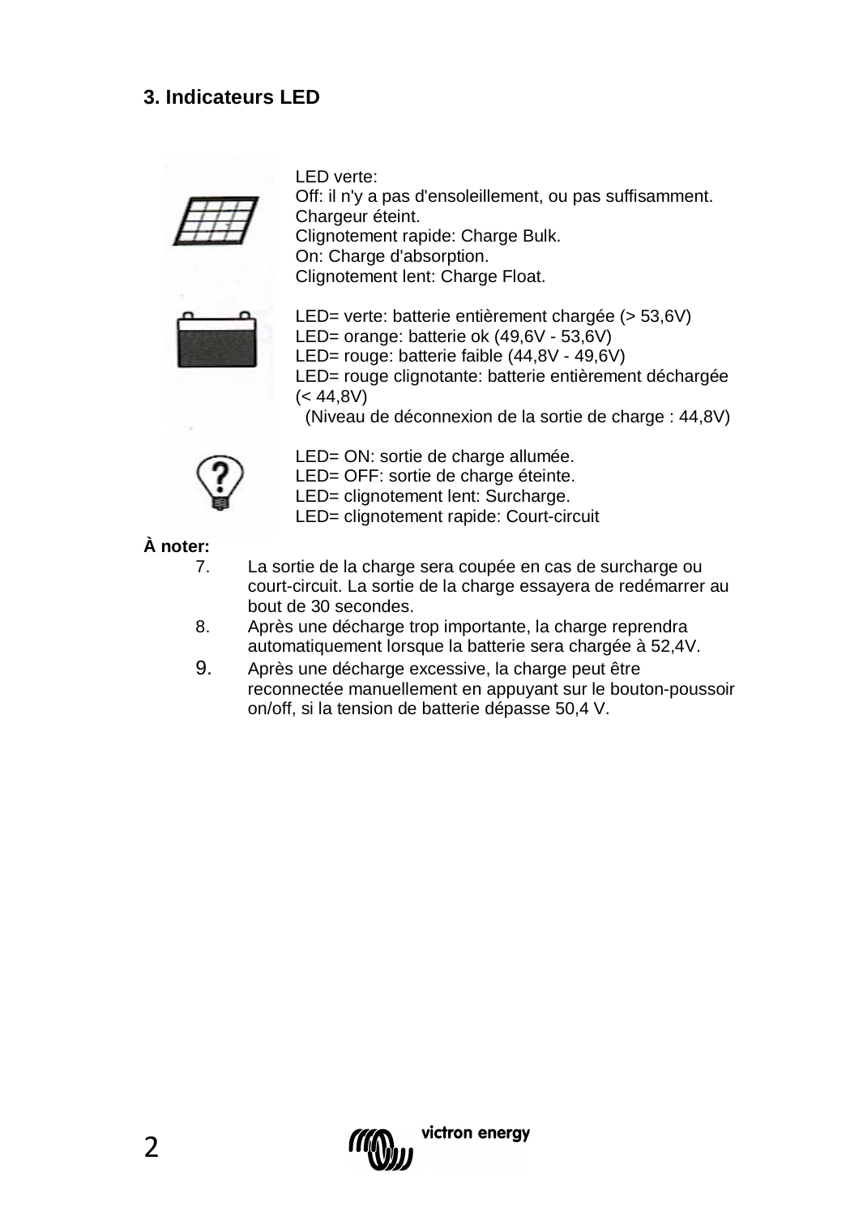## 3. Indicateurs LED

LED verte:
Off: il n'y a pas d'ensoleillement, ou pas suffisamment. Chargeur éteint.
Clignotement rapide: Charge Bulk.
On: Charge d'absorption.
Clignotement lent: Charge Float.

LED= verte: batterie entièrement chargée (> 53,6V)
LED= orange: batterie ok (49,6V - 53,6V)
LED= rouge: batterie faible (44,8V - 49,6V)
LED= rouge clignotante: batterie entièrement déchargée (< 44,8V)
(Niveau de déconnexion de la sortie de charge : 44,8V)

LED= ON: sortie de charge allumée.
LED= OFF: sortie de charge éteinte.
LED= clignotement lent: Surcharge.
LED= clignotement rapide: Court-circuit

**À noter:**

7. La sortie de la charge sera coupée en cas de surcharge ou court-circuit. La sortie de la charge essayera de redémarrer au bout de 30 secondes.
8. Après une décharge trop importante, la charge reprendra automatiquement lorsque la batterie sera chargée à 52,4V.
9. Après une décharge excessive, la charge peut être reconnectée manuellement en appuyant sur le bouton-poussoir on/off, si la tension de batterie dépasse 50,4 V.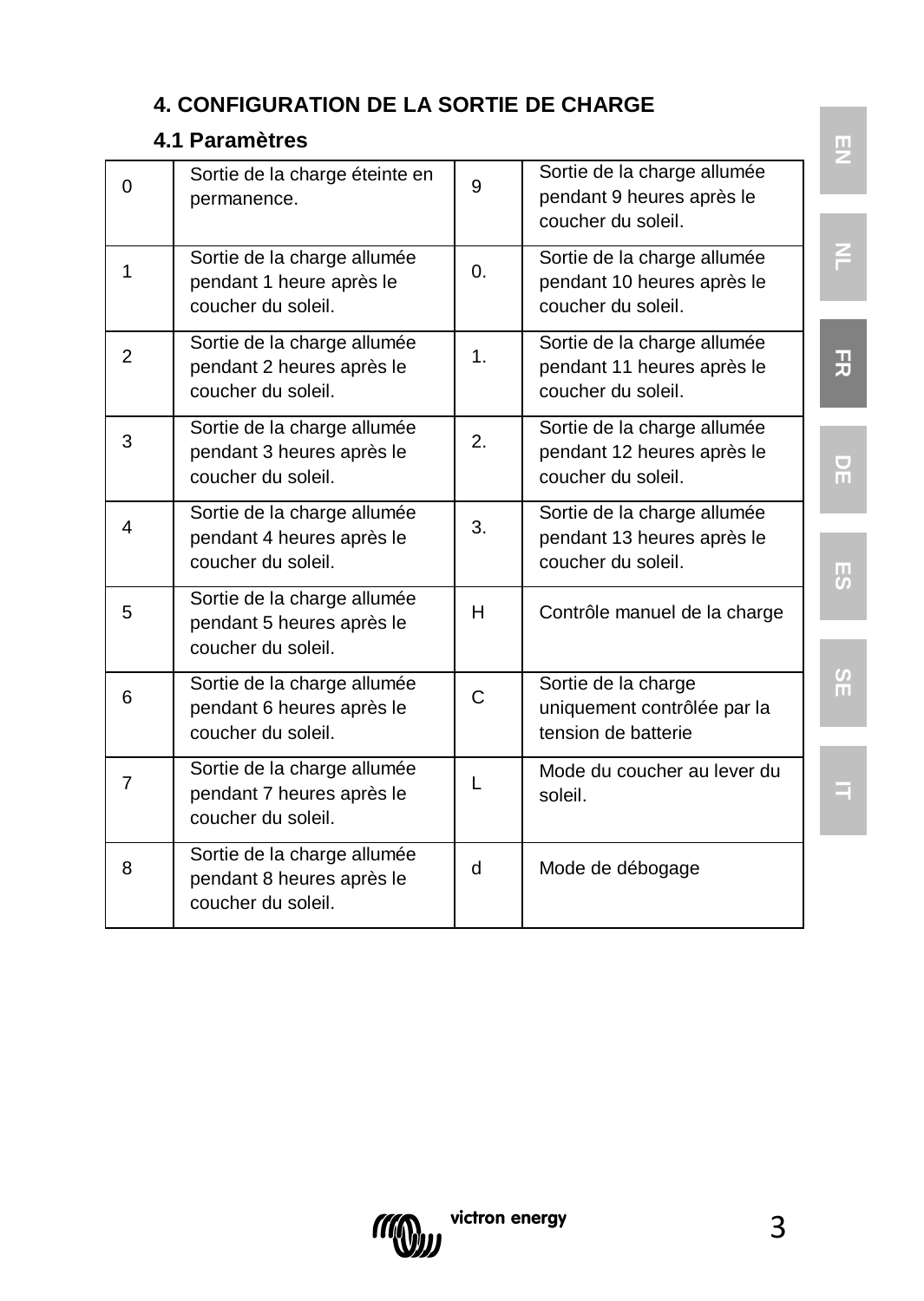## 4. CONFIGURATION DE LA SORTIE DE CHARGE

### 4.1 Paramètres

| | | | |
|---|---|---|---|
| 0 | Sortie de la charge éteinte en permanence. | 9 | Sortie de la charge allumée pendant 9 heures après le coucher du soleil. |
| 1 | Sortie de la charge allumée pendant 1 heure après le coucher du soleil. | 0. | Sortie de la charge allumée pendant 10 heures après le coucher du soleil. |
| 2 | Sortie de la charge allumée pendant 2 heures après le coucher du soleil. | 1. | Sortie de la charge allumée pendant 11 heures après le coucher du soleil. |
| 3 | Sortie de la charge allumée pendant 3 heures après le coucher du soleil. | 2. | Sortie de la charge allumée pendant 12 heures après le coucher du soleil. |
| 4 | Sortie de la charge allumée pendant 4 heures après le coucher du soleil. | 3. | Sortie de la charge allumée pendant 13 heures après le coucher du soleil. |
| 5 | Sortie de la charge allumée pendant 5 heures après le coucher du soleil. | H | Contrôle manuel de la charge |
| 6 | Sortie de la charge allumée pendant 6 heures après le coucher du soleil. | C | Sortie de la charge uniquement contrôlée par la tension de batterie |
| 7 | Sortie de la charge allumée pendant 7 heures après le coucher du soleil. | L | Mode du coucher au lever du soleil. |
| 8 | Sortie de la charge allumée pendant 8 heures après le coucher du soleil. | d | Mode de débogage |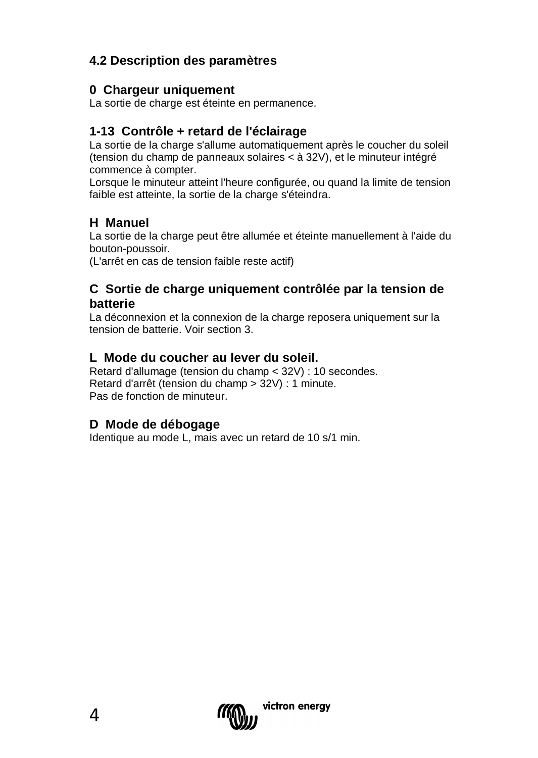## 4.2 Description des paramètres

### 0 Chargeur uniquement

La sortie de charge est éteinte en permanence.

### 1-13 Contrôle + retard de l'éclairage

La sortie de la charge s'allume automatiquement après le coucher du soleil (tension du champ de panneaux solaires < à 32V), et le minuteur intégré commence à compter.

Lorsque le minuteur atteint l'heure configurée, ou quand la limite de tension faible est atteinte, la sortie de la charge s'éteindra.

### H Manuel

La sortie de la charge peut être allumée et éteinte manuellement à l'aide du bouton-poussoir.

(L'arrêt en cas de tension faible reste actif)

### C Sortie de charge uniquement contrôlée par la tension de batterie

La déconnexion et la connexion de la charge reposera uniquement sur la tension de batterie. Voir section 3.

### L Mode du coucher au lever du soleil.

Retard d'allumage (tension du champ < 32V) : 10 secondes.
Retard d'arrêt (tension du champ > 32V) : 1 minute.
Pas de fonction de minuteur.

### D Mode de débogage

Identique au mode L, mais avec un retard de 10 s/1 min.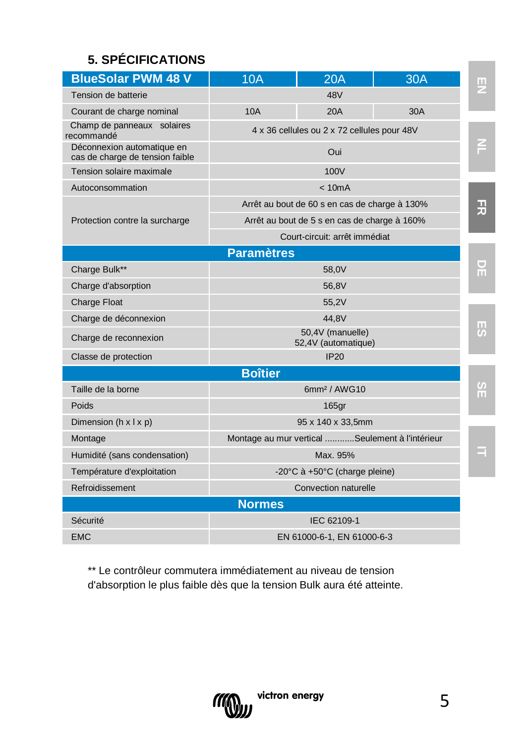## 5. SPÉCIFICATIONS

| BlueSolar PWM 48 V | 10A | 20A | 30A |
|---|---|---|---|
| Tension de batterie | 48V | | |
| Courant de charge nominal | 10A | 20A | 30A |
| Champ de panneaux solaires recommandé | 4 x 36 cellules ou 2 x 72 cellules pour 48V | | |
| Déconnexion automatique en cas de charge de tension faible | Oui | | |
| Tension solaire maximale | 100V | | |
| Autoconsommation | < 10mA | | |
| Protection contre la surcharge | Arrêt au bout de 60 s en cas de charge à 130% | | |
| | Arrêt au bout de 5 s en cas de charge à 160% | | |
| | Court-circuit: arrêt immédiat | | |
| **Paramètres** | | | |
| Charge Bulk** | 58,0V | | |
| Charge d'absorption | 56,8V | | |
| Charge Float | 55,2V | | |
| Charge de déconnexion | 44,8V | | |
| Charge de reconnexion | 50,4V (manuelle)<br>52,4V (automatique) | | |
| Classe de protection | IP20 | | |
| **Boîtier** | | | |
| Taille de la borne | 6mm² / AWG10 | | |
| Poids | 165gr | | |
| Dimension (h x l x p) | 95 x 140 x 33,5mm | | |
| Montage | Montage au mur vertical ............Seulement à l'intérieur | | |
| Humidité (sans condensation) | Max. 95% | | |
| Température d'exploitation | -20°C à +50°C (charge pleine) | | |
| Refroidissement | Convection naturelle | | |
| **Normes** | | | |
| Sécurité | IEC 62109-1 | | |
| EMC | EN 61000-6-1, EN 61000-6-3 | | |

** Le contrôleur commutera immédiatement au niveau de tension d'absorption le plus faible dès que la tension Bulk aura été atteinte.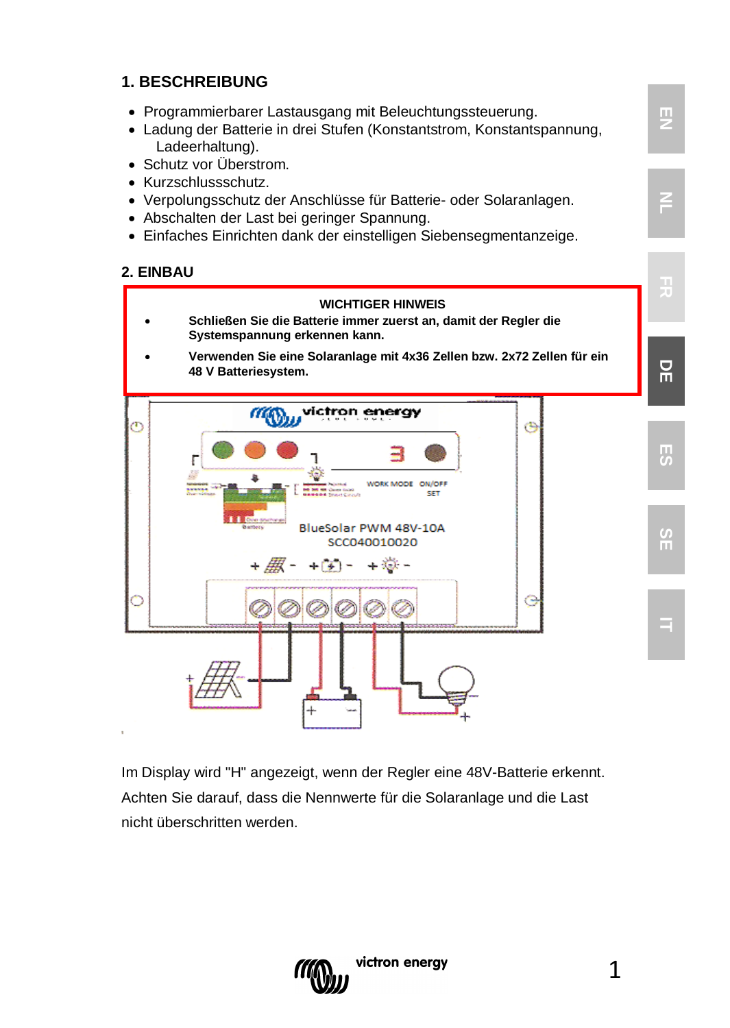## 1. BESCHREIBUNG

- Programmierbarer Lastausgang mit Beleuchtungssteuerung.
- Ladung der Batterie in drei Stufen (Konstantstrom, Konstantspannung, Ladeerhaltung).
- Schutz vor Überstrom.
- Kurzschlussschutz.
- Verpolungsschutz der Anschlüsse für Batterie- oder Solaranlagen.
- Abschalten der Last bei geringer Spannung.
- Einfaches Einrichten dank der einstelligen Siebensegmentanzeige.

## 2. EINBAU

**WICHTIGER HINWEIS**

- **Schließen Sie die Batterie immer zuerst an, damit der Regler die Systemspannung erkennen kann.**
- **Verwenden Sie eine Solaranlage mit 4x36 Zellen bzw. 2x72 Zellen für ein 48 V Batteriesystem.**

Im Display wird "H" angezeigt, wenn der Regler eine 48V-Batterie erkennt.

Achten Sie darauf, dass die Nennwerte für die Solaranlage und die Last nicht überschritten werden.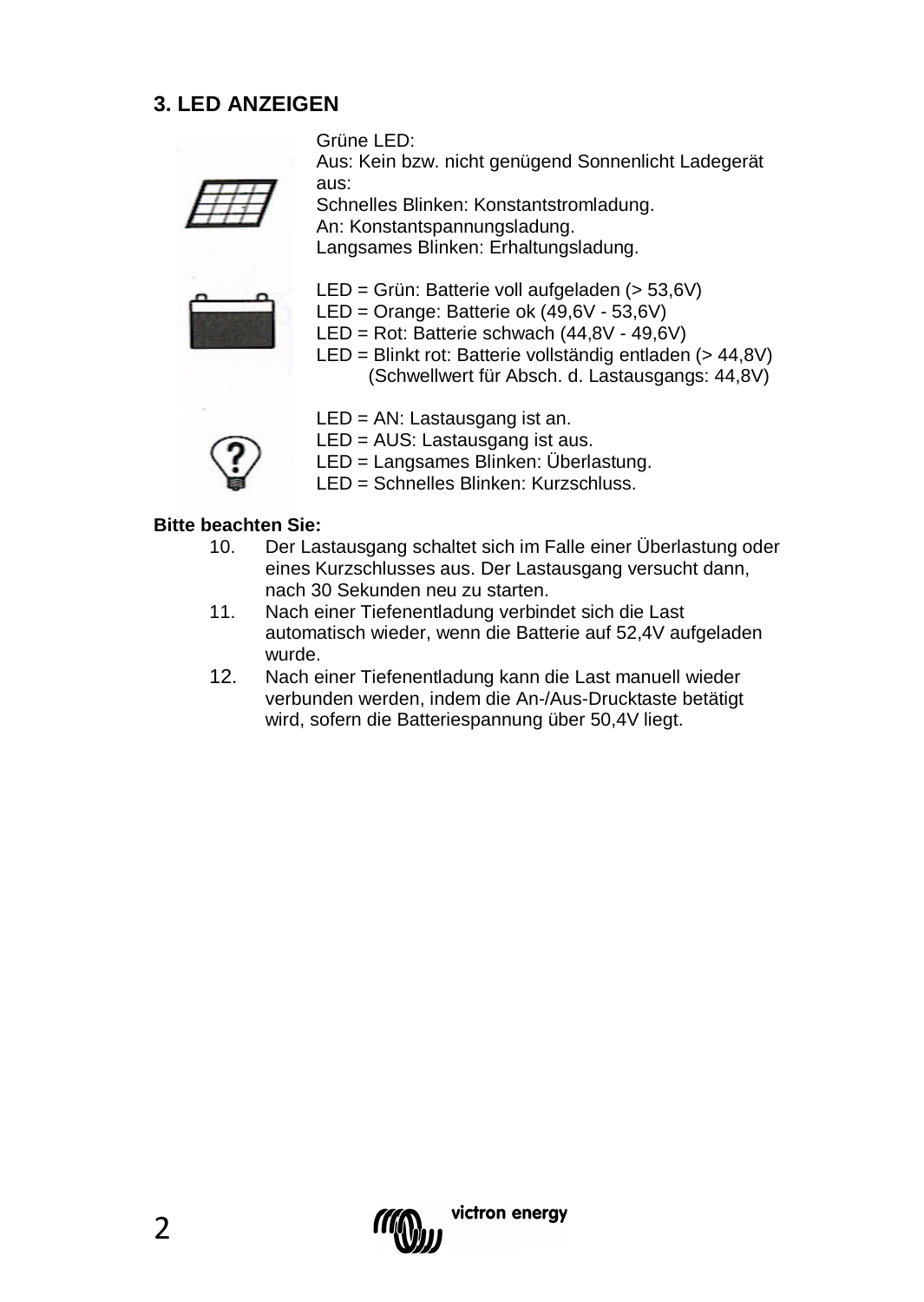## 3. LED ANZEIGEN

Grüne LED:
Aus: Kein bzw. nicht genügend Sonnenlicht Ladegerät aus:
Schnelles Blinken: Konstantstromladung.
An: Konstantspannungsladung.
Langsames Blinken: Erhaltungsladung.

LED = Grün: Batterie voll aufgeladen (> 53,6V)
LED = Orange: Batterie ok (49,6V - 53,6V)
LED = Rot: Batterie schwach (44,8V - 49,6V)
LED = Blinkt rot: Batterie vollständig entladen (> 44,8V)
(Schwellwert für Absch. d. Lastausgangs: 44,8V)

LED = AN: Lastausgang ist an.
LED = AUS: Lastausgang ist aus.
LED = Langsames Blinken: Überlastung.
LED = Schnelles Blinken: Kurzschluss.

**Bitte beachten Sie:**

10. Der Lastausgang schaltet sich im Falle einer Überlastung oder eines Kurzschlusses aus. Der Lastausgang versucht dann, nach 30 Sekunden neu zu starten.
11. Nach einer Tiefenentladung verbindet sich die Last automatisch wieder, wenn die Batterie auf 52,4V aufgeladen wurde.
12. Nach einer Tiefenentladung kann die Last manuell wieder verbunden werden, indem die An-/Aus-Drucktaste betätigt wird, sofern die Batteriespannung über 50,4V liegt.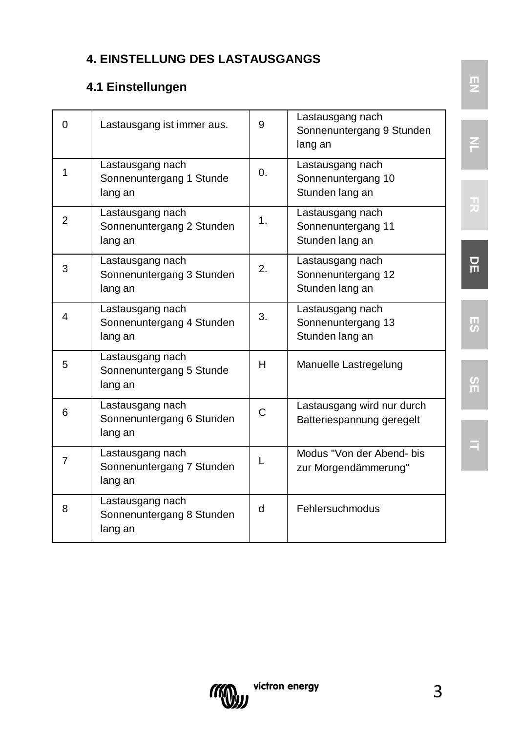## 4. EINSTELLUNG DES LASTAUSGANGS

### 4.1 Einstellungen

| | | | |
|---|---|---|---|
| 0 | Lastausgang ist immer aus. | 9 | Lastausgang nach Sonnenuntergang 9 Stunden lang an |
| 1 | Lastausgang nach Sonnenuntergang 1 Stunde lang an | 0. | Lastausgang nach Sonnenuntergang 10 Stunden lang an |
| 2 | Lastausgang nach Sonnenuntergang 2 Stunden lang an | 1. | Lastausgang nach Sonnenuntergang 11 Stunden lang an |
| 3 | Lastausgang nach Sonnenuntergang 3 Stunden lang an | 2. | Lastausgang nach Sonnenuntergang 12 Stunden lang an |
| 4 | Lastausgang nach Sonnenuntergang 4 Stunden lang an | 3. | Lastausgang nach Sonnenuntergang 13 Stunden lang an |
| 5 | Lastausgang nach Sonnenuntergang 5 Stunde lang an | H | Manuelle Lastregelung |
| 6 | Lastausgang nach Sonnenuntergang 6 Stunden lang an | C | Lastausgang wird nur durch Batteriespannung geregelt |
| 7 | Lastausgang nach Sonnenuntergang 7 Stunden lang an | L | Modus "Von der Abend- bis zur Morgendämmerung" |
| 8 | Lastausgang nach Sonnenuntergang 8 Stunden lang an | d | Fehlersuchmodus |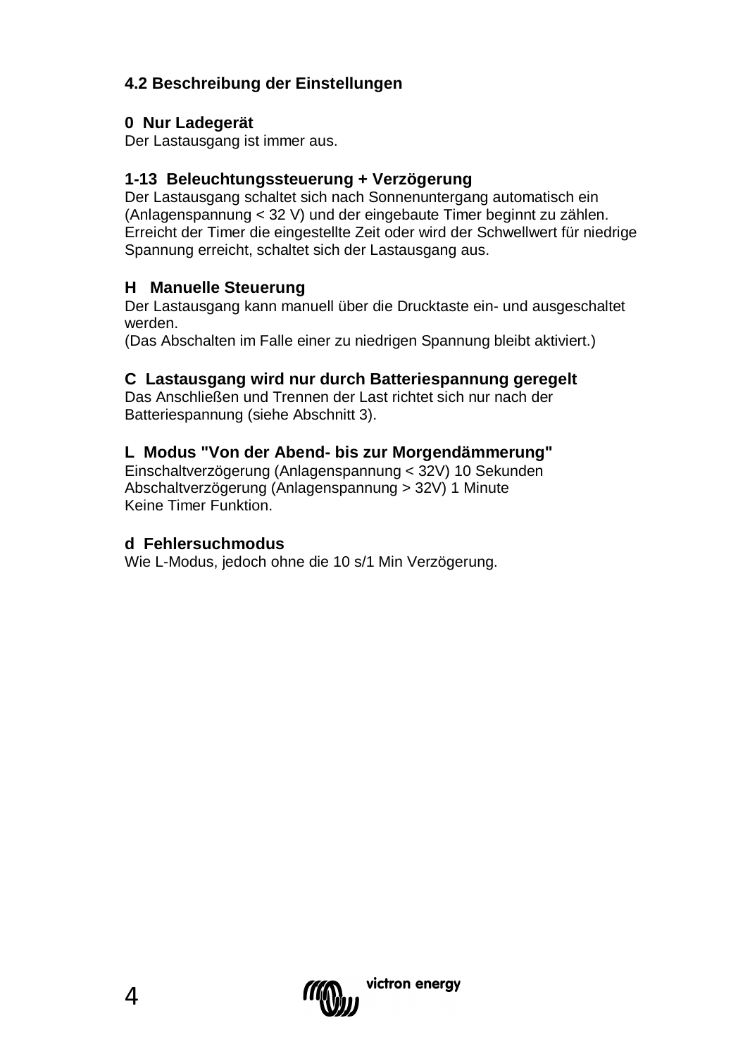## 4.2 Beschreibung der Einstellungen

### 0 Nur Ladegerät

Der Lastausgang ist immer aus.

### 1-13 Beleuchtungssteuerung + Verzögerung

Der Lastausgang schaltet sich nach Sonnenuntergang automatisch ein (Anlagenspannung < 32 V) und der eingebaute Timer beginnt zu zählen. Erreicht der Timer die eingestellte Zeit oder wird der Schwellwert für niedrige Spannung erreicht, schaltet sich der Lastausgang aus.

### H Manuelle Steuerung

Der Lastausgang kann manuell über die Drucktaste ein- und ausgeschaltet werden.
(Das Abschalten im Falle einer zu niedrigen Spannung bleibt aktiviert.)

### C Lastausgang wird nur durch Batteriespannung geregelt

Das Anschließen und Trennen der Last richtet sich nur nach der Batteriespannung (siehe Abschnitt 3).

### L Modus "Von der Abend- bis zur Morgendämmerung"

Einschaltverzögerung (Anlagenspannung < 32V) 10 Sekunden
Abschaltverzögerung (Anlagenspannung > 32V) 1 Minute
Keine Timer Funktion.

### d Fehlersuchmodus

Wie L-Modus, jedoch ohne die 10 s/1 Min Verzögerung.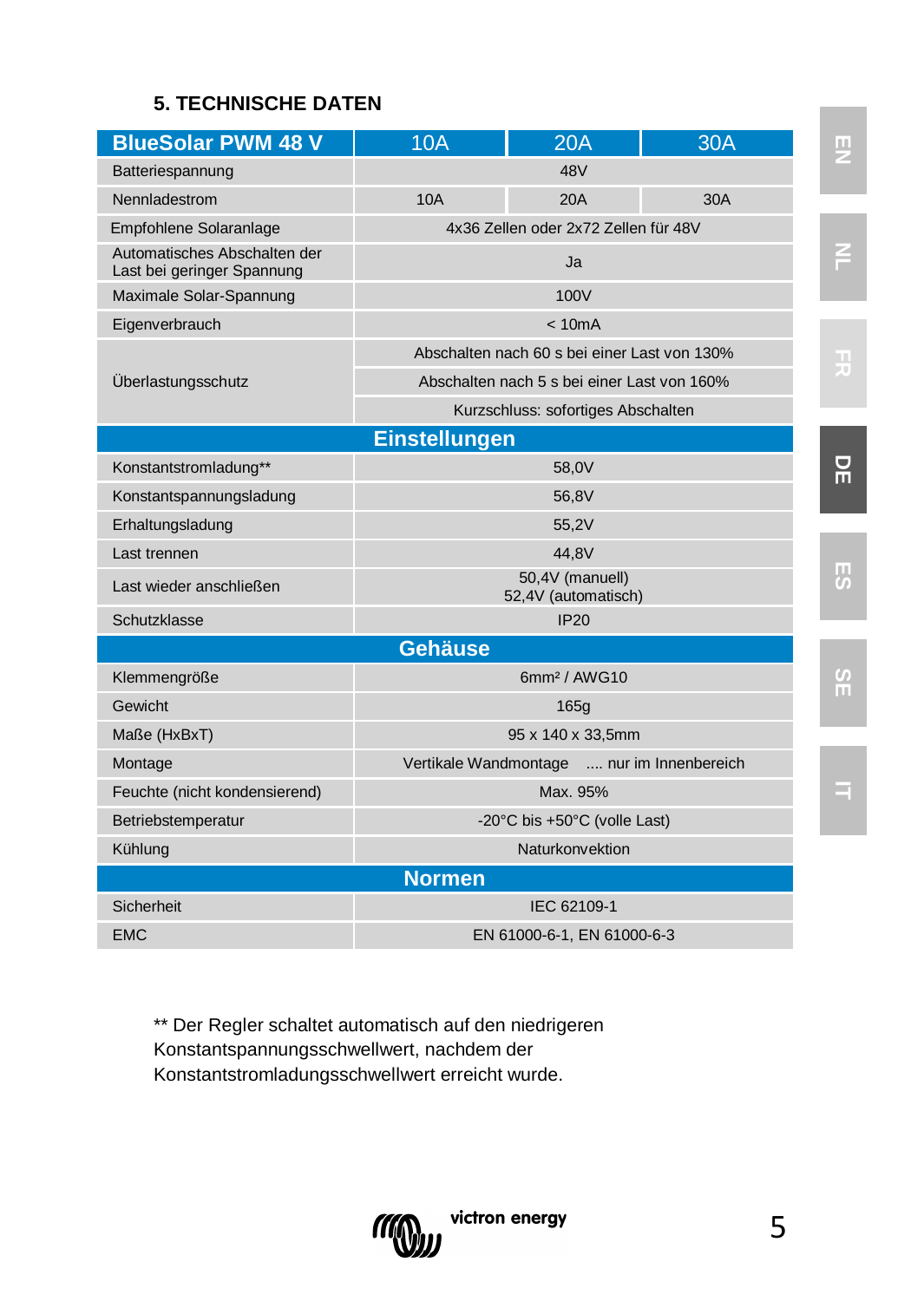## 5. TECHNISCHE DATEN

| BlueSolar PWM 48 V | 10A | 20A | 30A |
|---|---|---|---|
| Batteriespannung | 48V | | |
| Nennladestrom | 10A | 20A | 30A |
| Empfohlene Solaranlage | 4x36 Zellen oder 2x72 Zellen für 48V | | |
| Automatisches Abschalten der Last bei geringer Spannung | Ja | | |
| Maximale Solar-Spannung | 100V | | |
| Eigenverbrauch | < 10mA | | |
| Überlastungsschutz | Abschalten nach 60 s bei einer Last von 130% | | |
| | Abschalten nach 5 s bei einer Last von 160% | | |
| | Kurzschluss: sofortiges Abschalten | | |
| **Einstellungen** | | | |
| Konstantstromladung** | 58,0V | | |
| Konstantspannungsladung | 56,8V | | |
| Erhaltungsladung | 55,2V | | |
| Last trennen | 44,8V | | |
| Last wieder anschließen | 50,4V (manuell) 52,4V (automatisch) | | |
| Schutzklasse | IP20 | | |
| **Gehäuse** | | | |
| Klemmengröße | 6mm² / AWG10 | | |
| Gewicht | 165g | | |
| Maße (HxBxT) | 95 x 140 x 33,5mm | | |
| Montage | Vertikale Wandmontage .... nur im Innenbereich | | |
| Feuchte (nicht kondensierend) | Max. 95% | | |
| Betriebstemperatur | -20°C bis +50°C (volle Last) | | |
| Kühlung | Naturkonvektion | | |
| **Normen** | | | |
| Sicherheit | IEC 62109-1 | | |
| EMC | EN 61000-6-1, EN 61000-6-3 | | |

** Der Regler schaltet automatisch auf den niedrigeren Konstantspannungsschwellwert, nachdem der Konstantstromladungsschwellwert erreicht wurde.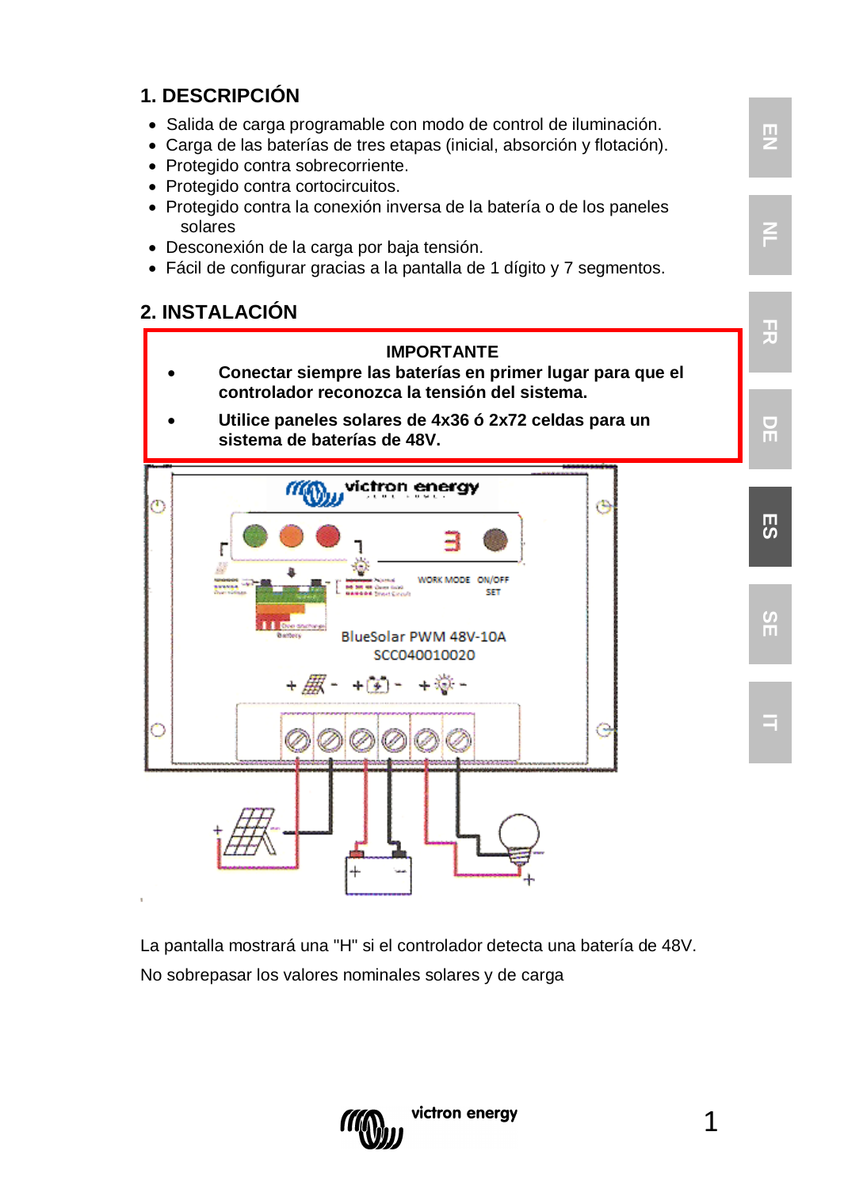## 1. DESCRIPCIÓN

- Salida de carga programable con modo de control de iluminación.
- Carga de las baterías de tres etapas (inicial, absorción y flotación).
- Protegido contra sobrecorriente.
- Protegido contra cortocircuitos.
- Protegido contra la conexión inversa de la batería o de los paneles solares
- Desconexión de la carga por baja tensión.
- Fácil de configurar gracias a la pantalla de 1 dígito y 7 segmentos.

## 2. INSTALACIÓN

**IMPORTANTE**

- **Conectar siempre las baterías en primer lugar para que el controlador reconozca la tensión del sistema.**
- **Utilice paneles solares de 4x36 ó 2x72 celdas para un sistema de baterías de 48V.**

La pantalla mostrará una "H" si el controlador detecta una batería de 48V.

No sobrepasar los valores nominales solares y de carga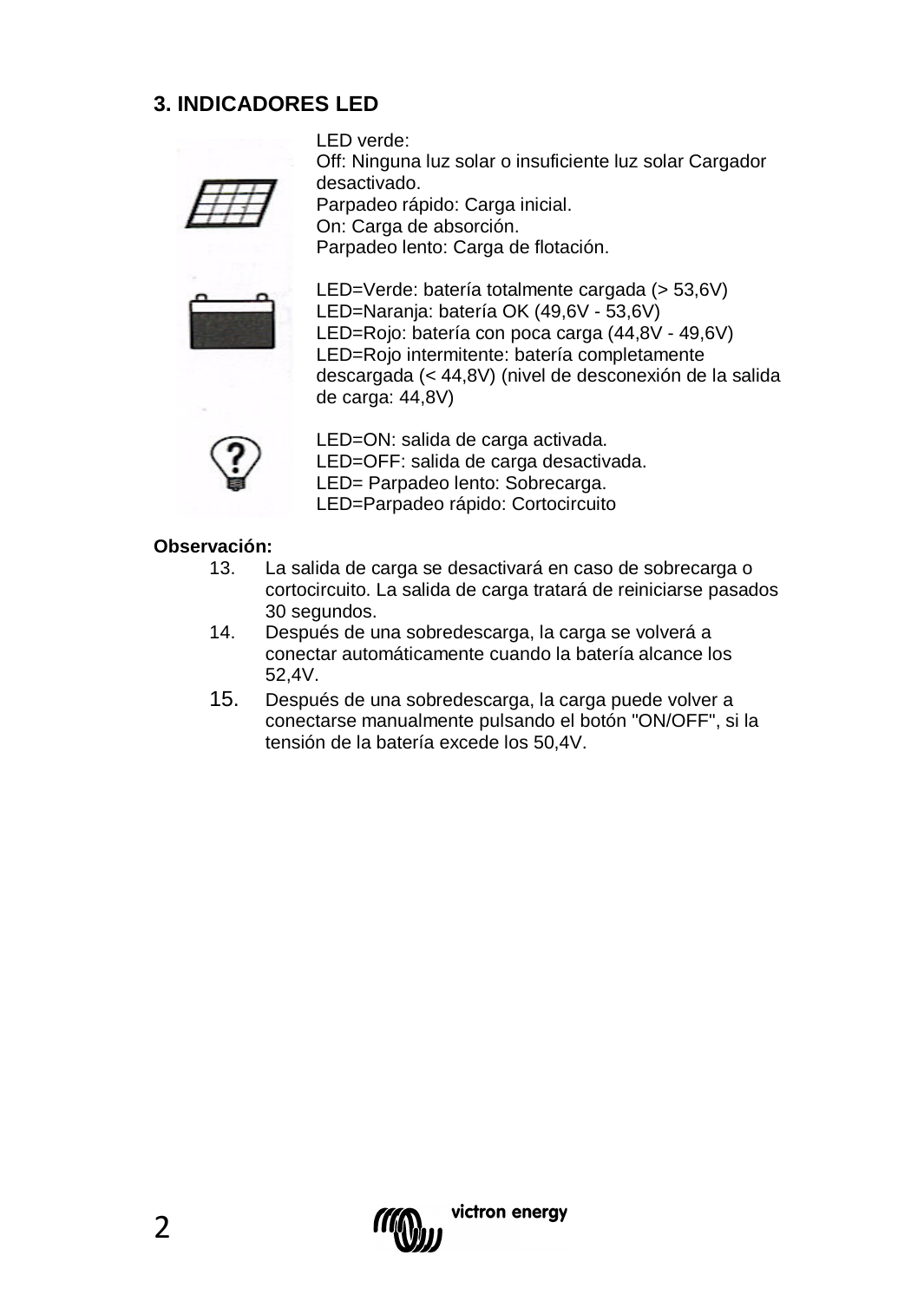## 3. INDICADORES LED

LED verde:
Off: Ninguna luz solar o insuficiente luz solar Cargador desactivado.
Parpadeo rápido: Carga inicial.
On: Carga de absorción.
Parpadeo lento: Carga de flotación.

LED=Verde: batería totalmente cargada (> 53,6V)
LED=Naranja: batería OK (49,6V - 53,6V)
LED=Rojo: batería con poca carga (44,8V - 49,6V)
LED=Rojo intermitente: batería completamente descargada (< 44,8V) (nivel de desconexión de la salida de carga: 44,8V)

LED=ON: salida de carga activada.
LED=OFF: salida de carga desactivada.
LED= Parpadeo lento: Sobrecarga.
LED=Parpadeo rápido: Cortocircuito

**Observación:**

13. La salida de carga se desactivará en caso de sobrecarga o cortocircuito. La salida de carga tratará de reiniciarse pasados 30 segundos.
14. Después de una sobredescarga, la carga se volverá a conectar automáticamente cuando la batería alcance los 52,4V.
15. Después de una sobredescarga, la carga puede volver a conectarse manualmente pulsando el botón "ON/OFF", si la tensión de la batería excede los 50,4V.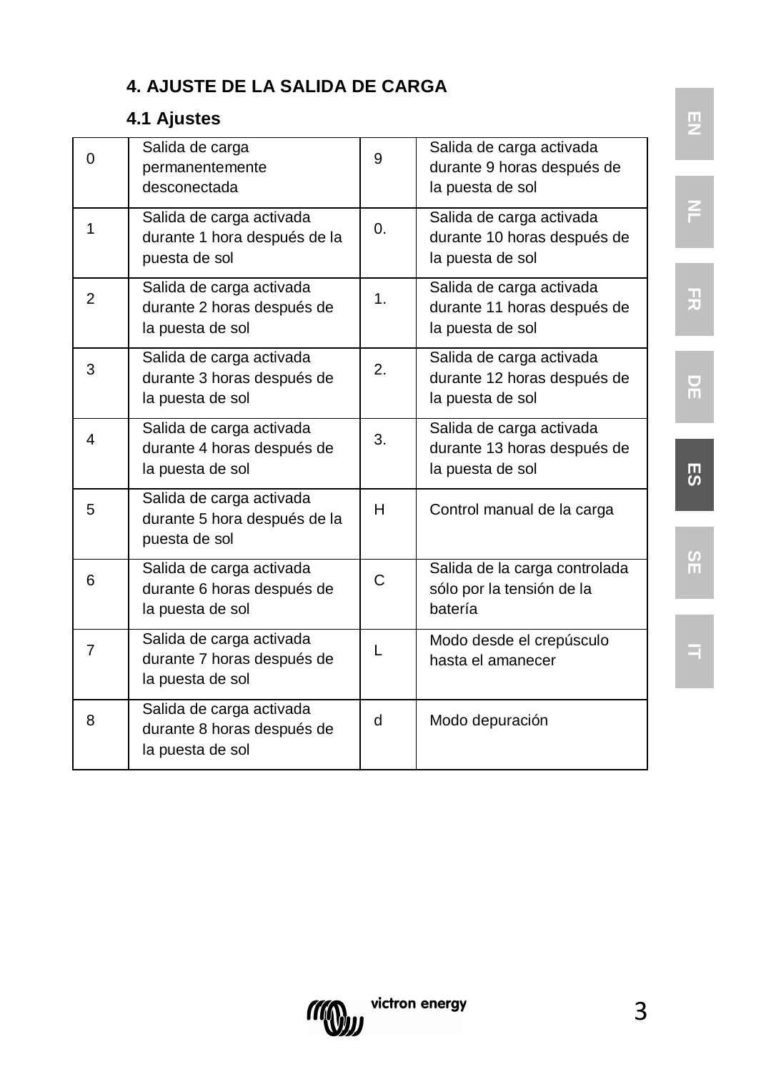## 4. AJUSTE DE LA SALIDA DE CARGA

### 4.1 Ajustes

| | | | |
|---|---|---|---|
| 0 | Salida de carga permanentemente desconectada | 9 | Salida de carga activada durante 9 horas después de la puesta de sol |
| 1 | Salida de carga activada durante 1 hora después de la puesta de sol | 0. | Salida de carga activada durante 10 horas después de la puesta de sol |
| 2 | Salida de carga activada durante 2 horas después de la puesta de sol | 1. | Salida de carga activada durante 11 horas después de la puesta de sol |
| 3 | Salida de carga activada durante 3 horas después de la puesta de sol | 2. | Salida de carga activada durante 12 horas después de la puesta de sol |
| 4 | Salida de carga activada durante 4 horas después de la puesta de sol | 3. | Salida de carga activada durante 13 horas después de la puesta de sol |
| 5 | Salida de carga activada durante 5 hora después de la puesta de sol | H | Control manual de la carga |
| 6 | Salida de carga activada durante 6 horas después de la puesta de sol | C | Salida de la carga controlada sólo por la tensión de la batería |
| 7 | Salida de carga activada durante 7 horas después de la puesta de sol | L | Modo desde el crepúsculo hasta el amanecer |
| 8 | Salida de carga activada durante 8 horas después de la puesta de sol | d | Modo depuración |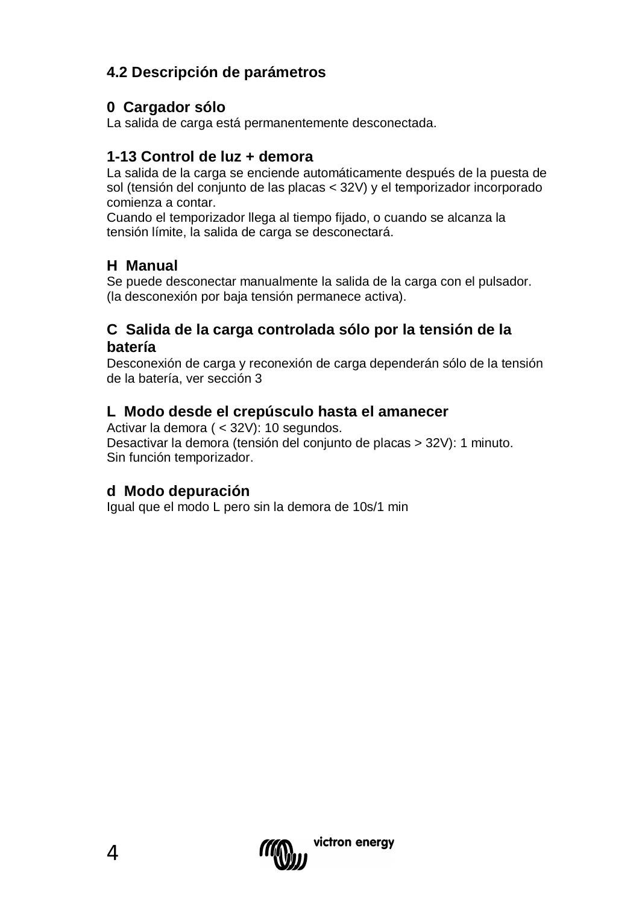## 4.2 Descripción de parámetros

### 0 Cargador sólo

La salida de carga está permanentemente desconectada.

### 1-13 Control de luz + demora

La salida de la carga se enciende automáticamente después de la puesta de sol (tensión del conjunto de las placas < 32V) y el temporizador incorporado comienza a contar.
Cuando el temporizador llega al tiempo fijado, o cuando se alcanza la tensión límite, la salida de carga se desconectará.

### H Manual

Se puede desconectar manualmente la salida de la carga con el pulsador.
(la desconexión por baja tensión permanece activa).

### C Salida de la carga controlada sólo por la tensión de la batería

Desconexión de carga y reconexión de carga dependerán sólo de la tensión de la batería, ver sección 3

### L Modo desde el crepúsculo hasta el amanecer

Activar la demora ( < 32V): 10 segundos.
Desactivar la demora (tensión del conjunto de placas > 32V): 1 minuto.
Sin función temporizador.

### d Modo depuración

Igual que el modo L pero sin la demora de 10s/1 min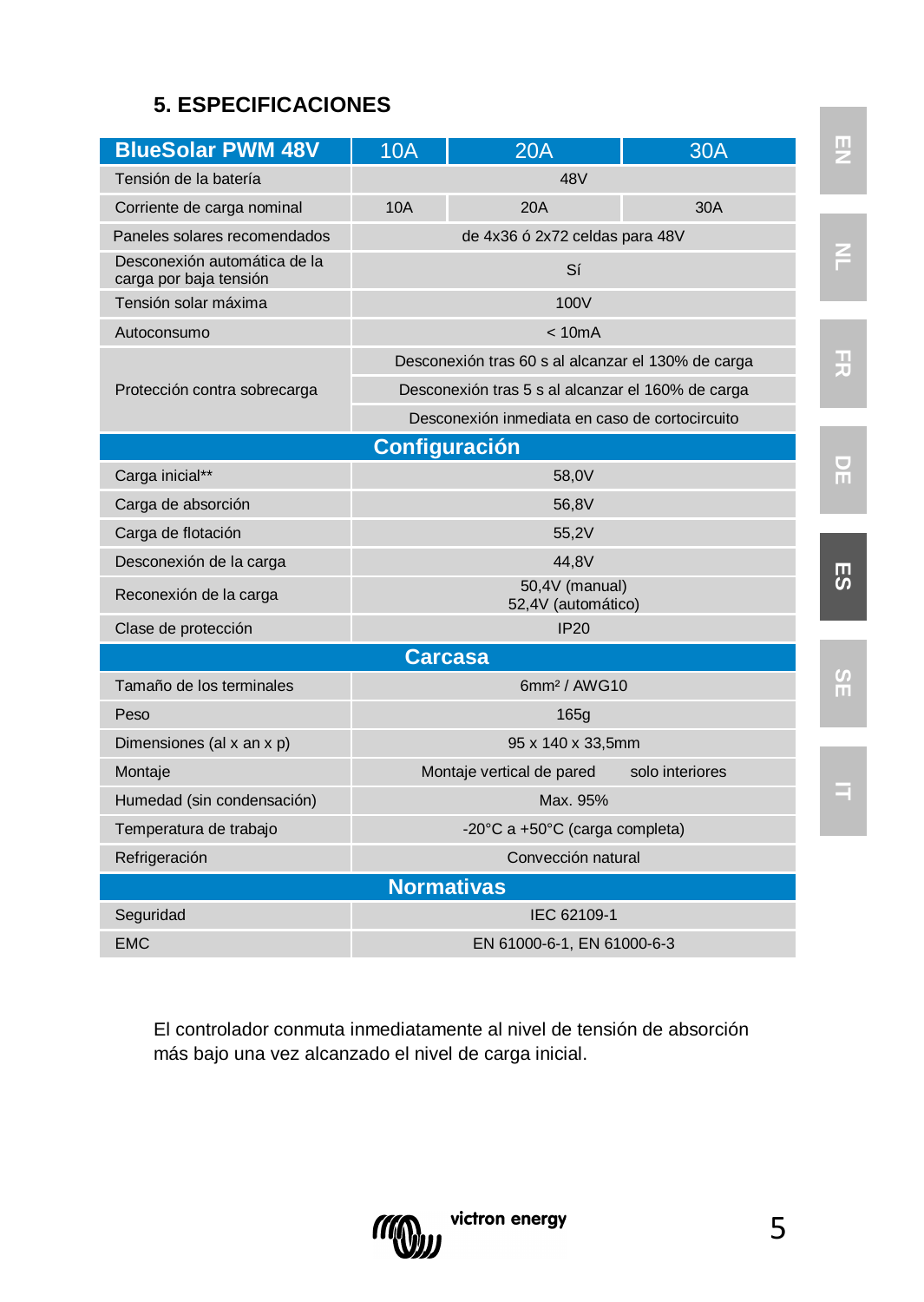## 5. ESPECIFICACIONES

| BlueSolar PWM 48V | 10A | 20A | 30A |
|---|---|---|---|
| Tensión de la batería | 48V | | |
| Corriente de carga nominal | 10A | 20A | 30A |
| Paneles solares recomendados | de 4x36 ó 2x72 celdas para 48V | | |
| Desconexión automática de la carga por baja tensión | Sí | | |
| Tensión solar máxima | 100V | | |
| Autoconsumo | < 10mA | | |
| Protección contra sobrecarga | Desconexión tras 60 s al alcanzar el 130% de carga | | |
| | Desconexión tras 5 s al alcanzar el 160% de carga | | |
| | Desconexión inmediata en caso de cortocircuito | | |
| **Configuración** | | | |
| Carga inicial** | 58,0V | | |
| Carga de absorción | 56,8V | | |
| Carga de flotación | 55,2V | | |
| Desconexión de la carga | 44,8V | | |
| Reconexión de la carga | 50,4V (manual) 52,4V (automático) | | |
| Clase de protección | IP20 | | |
| **Carcasa** | | | |
| Tamaño de los terminales | 6mm² / AWG10 | | |
| Peso | 165g | | |
| Dimensiones (al x an x p) | 95 x 140 x 33,5mm | | |
| Montaje | Montaje vertical de pared solo interiores | | |
| Humedad (sin condensación) | Max. 95% | | |
| Temperatura de trabajo | -20°C a +50°C (carga completa) | | |
| Refrigeración | Convección natural | | |
| **Normativas** | | | |
| Seguridad | IEC 62109-1 | | |
| EMC | EN 61000-6-1, EN 61000-6-3 | | |

El controlador conmuta inmediatamente al nivel de tensión de absorción más bajo una vez alcanzado el nivel de carga inicial.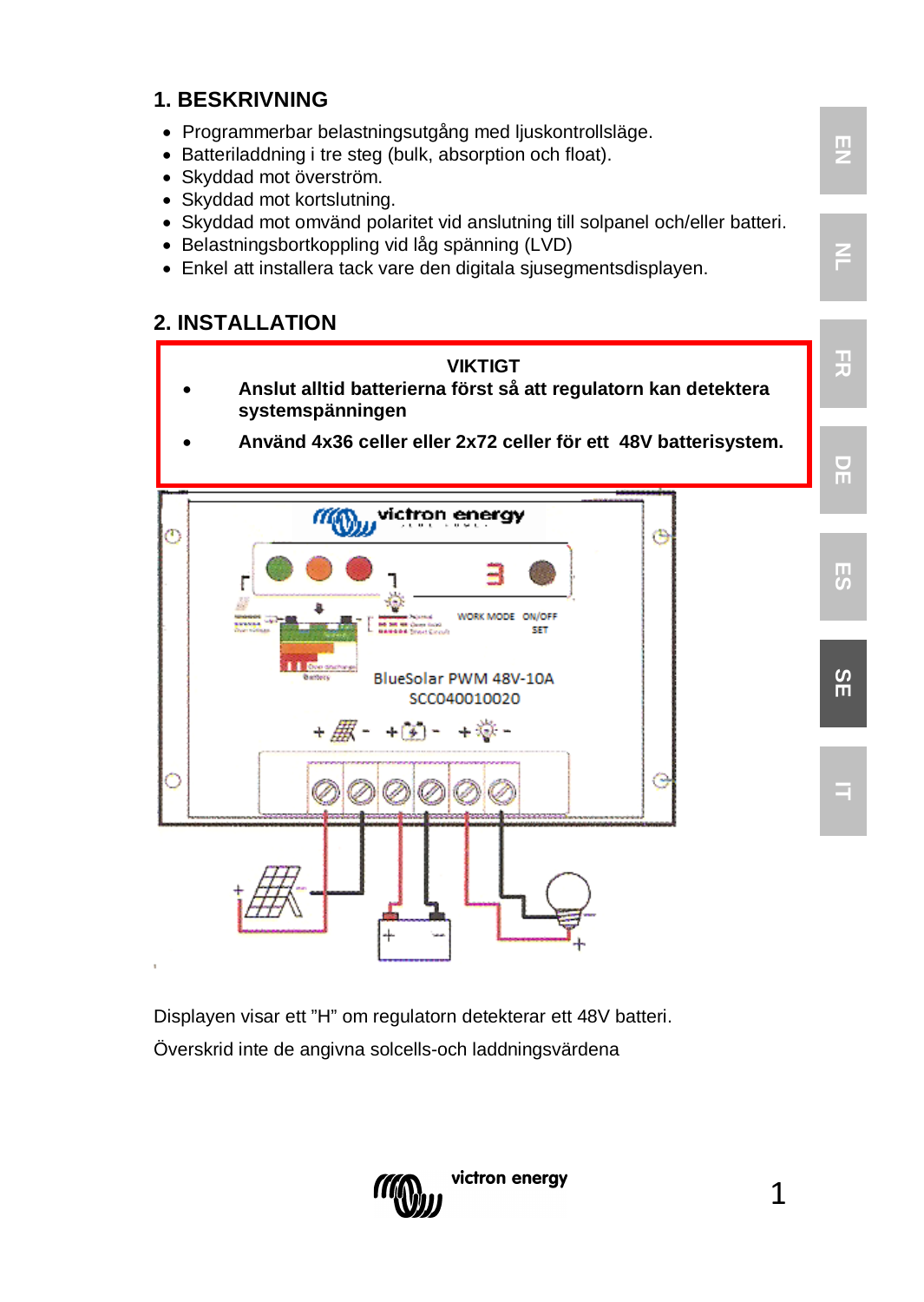## 1. BESKRIVNING

- Programmerbar belastningsutgång med ljuskontrollsläge.
- Batteriladdning i tre steg (bulk, absorption och float).
- Skyddad mot överström.
- Skyddad mot kortslutning.
- Skyddad mot omvänd polaritet vid anslutning till solpanel och/eller batteri.
- Belastningsbortkoppling vid låg spänning (LVD)
- Enkel att installera tack vare den digitala sjusegmentsdisplayen.

## 2. INSTALLATION

**VIKTIGT**

- **Anslut alltid batterierna först så att regulatorn kan detektera systemspänningen**
- **Använd 4x36 celler eller 2x72 celler för ett 48V batterisystem.**

Displayen visar ett "H" om regulatorn detekterar ett 48V batteri.

Överskrid inte de angivna solcells-och laddningsvärdena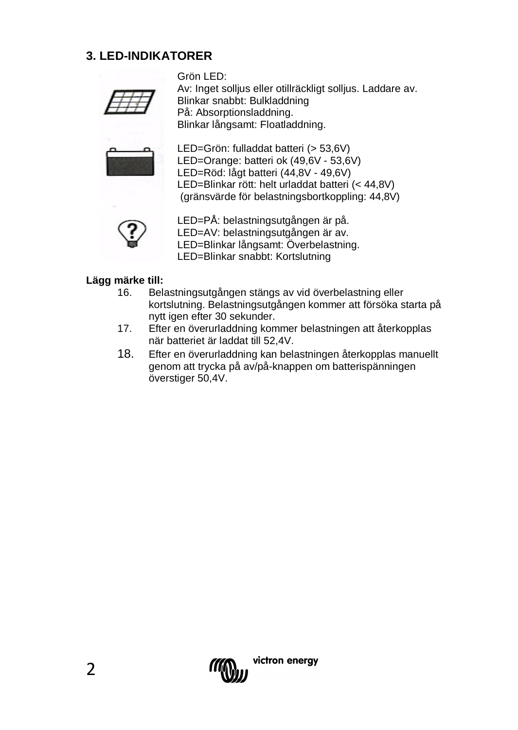## 3. LED-INDIKATORER

Grön LED:
Av: Inget solljus eller otillräckligt solljus. Laddare av.
Blinkar snabbt: Bulkladdning
På: Absorptionsladdning.
Blinkar långsamt: Floatladdning.

LED=Grön: fulladdat batteri (> 53,6V)
LED=Orange: batteri ok (49,6V - 53,6V)
LED=Röd: lågt batteri (44,8V - 49,6V)
LED=Blinkar rött: helt urladdat batteri (< 44,8V)
(gränsvärde för belastningsbortkoppling: 44,8V)

LED=PÅ: belastningsutgången är på.
LED=AV: belastningsutgången är av.
LED=Blinkar långsamt: Överbelastning.
LED=Blinkar snabbt: Kortslutning

**Lägg märke till:**

16. Belastningsutgången stängs av vid överbelastning eller kortslutning. Belastningsutgången kommer att försöka starta på nytt igen efter 30 sekunder.
17. Efter en överurladdning kommer belastningen att återkopplas när batteriet är laddat till 52,4V.
18. Efter en överurladdning kan belastningen återkopplas manuellt genom att trycka på av/på-knappen om batterispänningen överstiger 50,4V.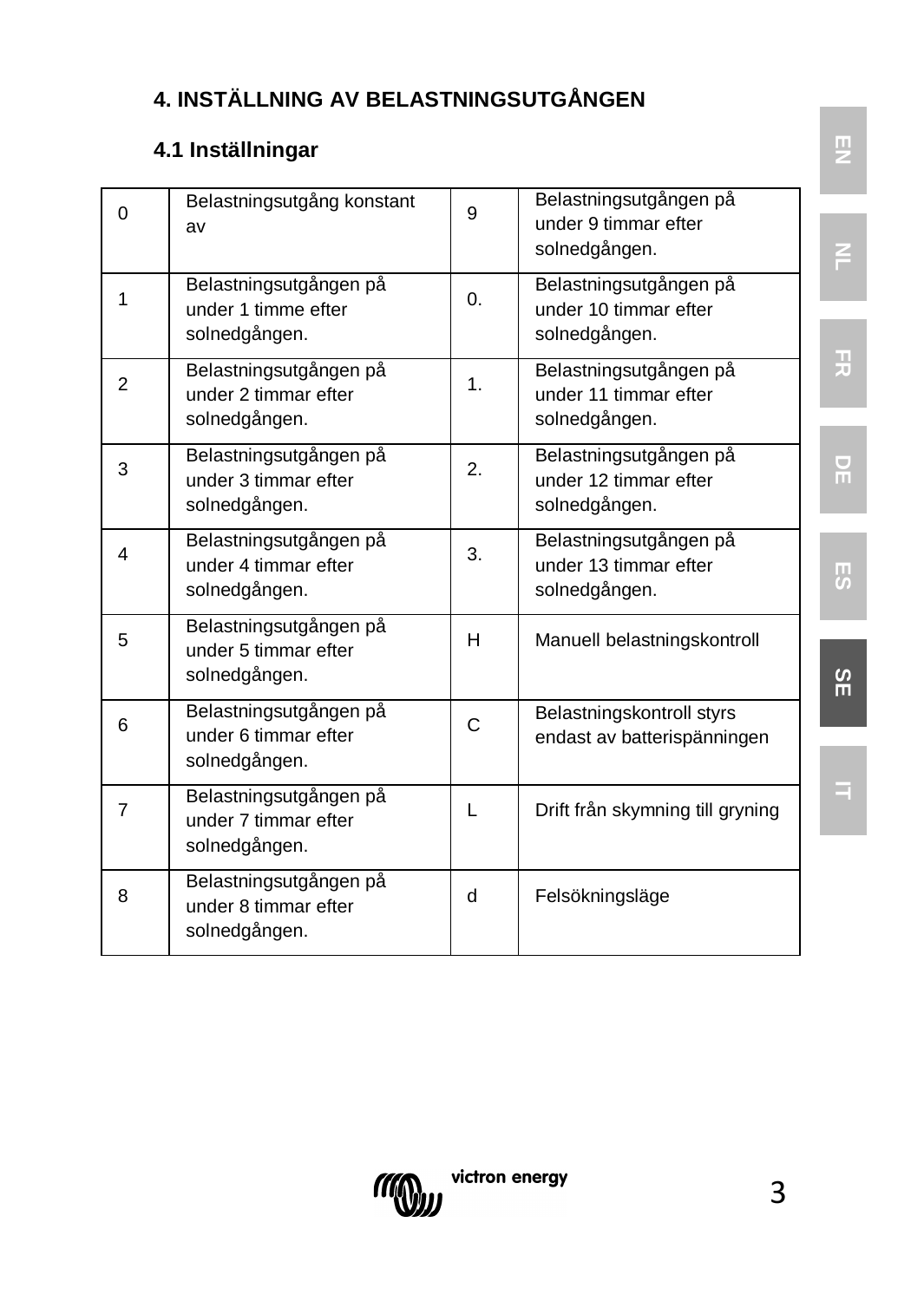## 4. INSTÄLLNING AV BELASTNINGSUTGÅNGEN

### 4.1 Inställningar

| | | | |
|---|---|---|---|
| 0 | Belastningsutgång konstant av | 9 | Belastningsutgången på under 9 timmar efter solnedgången. |
| 1 | Belastningsutgången på under 1 timme efter solnedgången. | 0. | Belastningsutgången på under 10 timmar efter solnedgången. |
| 2 | Belastningsutgången på under 2 timmar efter solnedgången. | 1. | Belastningsutgången på under 11 timmar efter solnedgången. |
| 3 | Belastningsutgången på under 3 timmar efter solnedgången. | 2. | Belastningsutgången på under 12 timmar efter solnedgången. |
| 4 | Belastningsutgången på under 4 timmar efter solnedgången. | 3. | Belastningsutgången på under 13 timmar efter solnedgången. |
| 5 | Belastningsutgången på under 5 timmar efter solnedgången. | H | Manuell belastningskontroll |
| 6 | Belastningsutgången på under 6 timmar efter solnedgången. | C | Belastningskontroll styrs endast av batterispänningen |
| 7 | Belastningsutgången på under 7 timmar efter solnedgången. | L | Drift från skymning till gryning |
| 8 | Belastningsutgången på under 8 timmar efter solnedgången. | d | Felsökningsläge |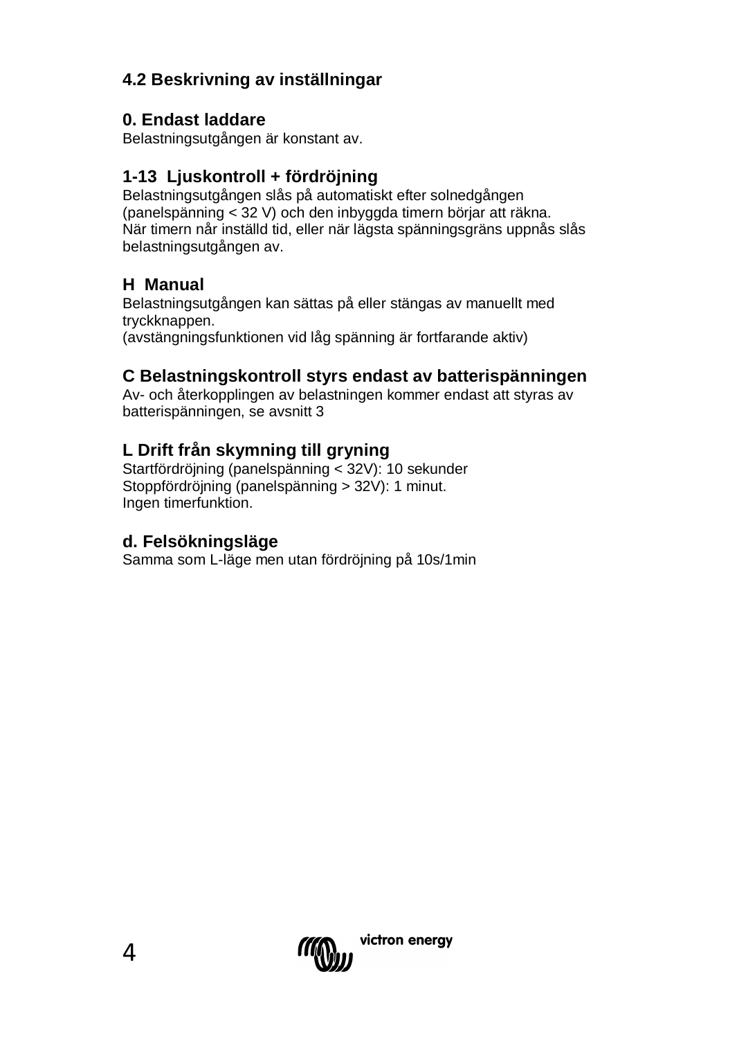## 4.2 Beskrivning av inställningar

### 0. Endast laddare

Belastningsutgången är konstant av.

### 1-13 Ljuskontroll + fördröjning

Belastningsutgången slås på automatiskt efter solnedgången (panelspänning < 32 V) och den inbyggda timern börjar att räkna.
När timern når inställd tid, eller när lägsta spänningsgräns uppnås slås belastningsutgången av.

### H Manual

Belastningsutgången kan sättas på eller stängas av manuellt med tryckknappen.
(avstängningsfunktionen vid låg spänning är fortfarande aktiv)

### C Belastningskontroll styrs endast av batterispänningen

Av- och återkopplingen av belastningen kommer endast att styras av batterispänningen, se avsnitt 3

### L Drift från skymning till gryning

Startfördröjning (panelspänning < 32V): 10 sekunder
Stoppfördröjning (panelspänning > 32V): 1 minut.
Ingen timerfunktion.

### d. Felsökningsläge

Samma som L-läge men utan fördröjning på 10s/1min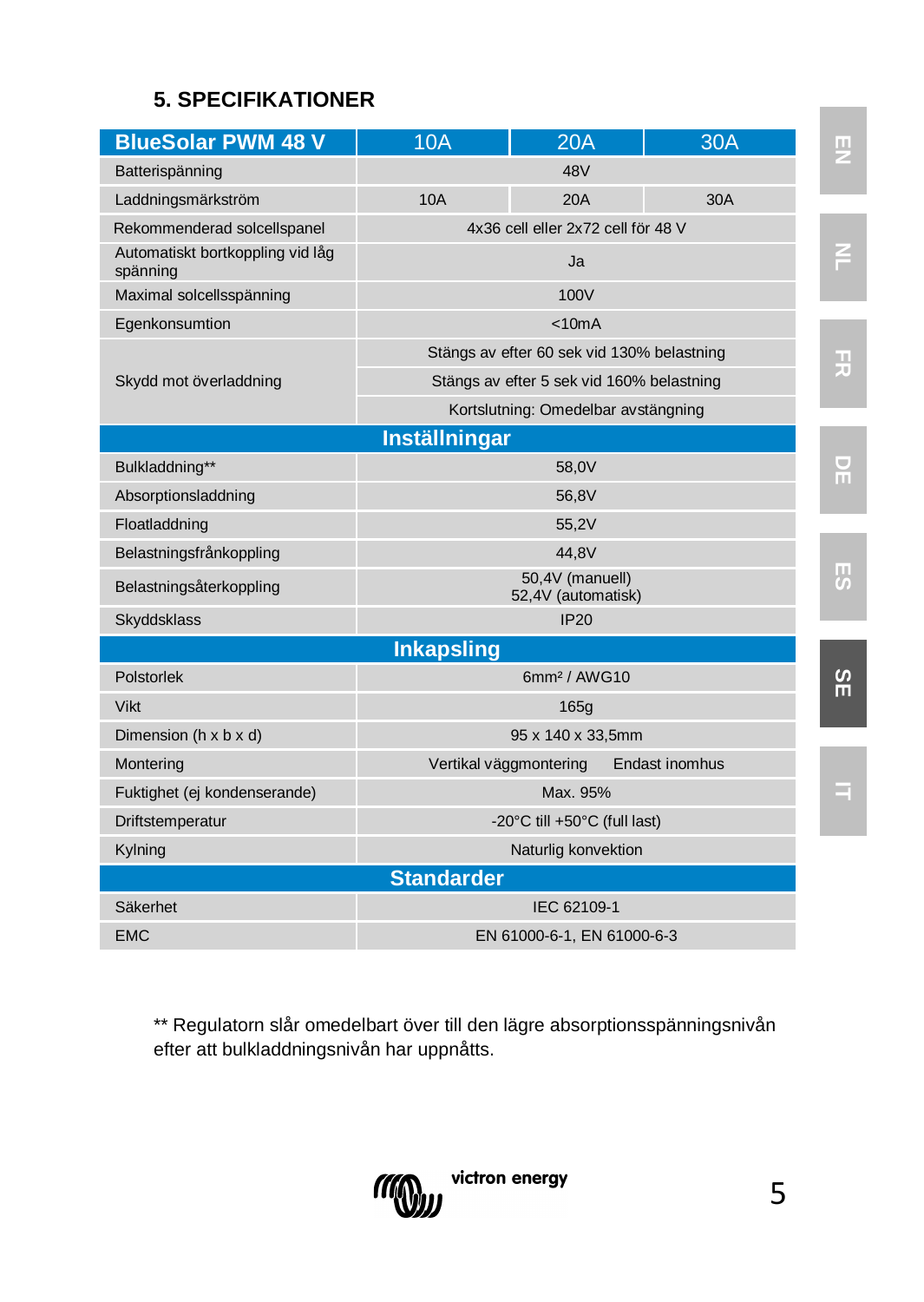## 5. SPECIFIKATIONER

| BlueSolar PWM 48 V | 10A | 20A | 30A |
|---|---|---|---|
| Batterispänning | 48V | | |
| Laddningsmärkström | 10A | 20A | 30A |
| Rekommenderad solcellspanel | 4x36 cell eller 2x72 cell för 48 V | | |
| Automatiskt bortkoppling vid låg spänning | Ja | | |
| Maximal solcellsspänning | 100V | | |
| Egenkonsumtion | <10mA | | |
| Skydd mot överladdning | Stängs av efter 60 sek vid 130% belastning | | |
| | Stängs av efter 5 sek vid 160% belastning | | |
| | Kortslutning: Omedelbar avstängning | | |
| **Inställningar** | | | |
| Bulkladdning** | 58,0V | | |
| Absorptionsladdning | 56,8V | | |
| Floatladdning | 55,2V | | |
| Belastningsfrånkoppling | 44,8V | | |
| Belastningsåterkoppling | 50,4V (manuell) 52,4V (automatisk) | | |
| Skyddsklass | IP20 | | |
| **Inkapsling** | | | |
| Polstorlek | 6mm² / AWG10 | | |
| Vikt | 165g | | |
| Dimension (h x b x d) | 95 x 140 x 33,5mm | | |
| Montering | Vertikal väggmontering Endast inomhus | | |
| Fuktighet (ej kondenserande) | Max. 95% | | |
| Driftstemperatur | -20°C till +50°C (full last) | | |
| Kylning | Naturlig konvektion | | |
| **Standarder** | | | |
| Säkerhet | IEC 62109-1 | | |
| EMC | EN 61000-6-1, EN 61000-6-3 | | |

** Regulatorn slår omedelbart över till den lägre absorptionsspänningsnivån efter att bulkladdningsnivån har uppnåtts.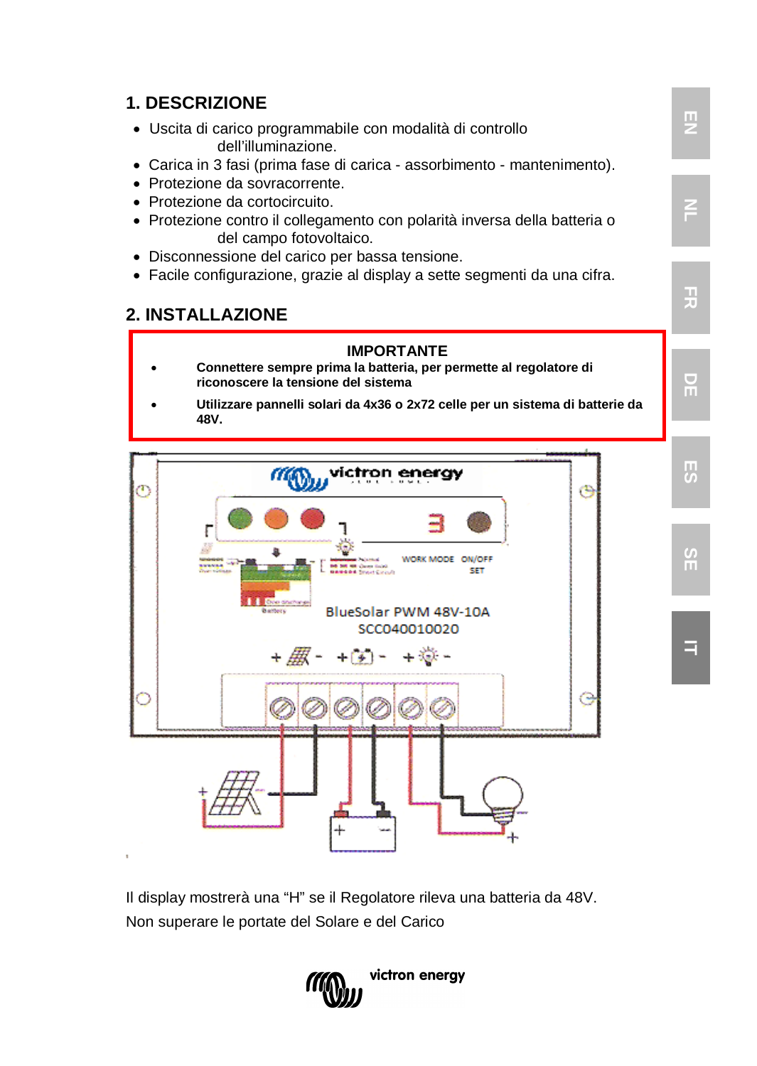## 1. DESCRIZIONE

- Uscita di carico programmabile con modalità di controllo dell'illuminazione.
- Carica in 3 fasi (prima fase di carica - assorbimento - mantenimento).
- Protezione da sovracorrente.
- Protezione da cortocircuito.
- Protezione contro il collegamento con polarità inversa della batteria o del campo fotovoltaico.
- Disconnessione del carico per bassa tensione.
- Facile configurazione, grazie al display a sette segmenti da una cifra.

## 2. INSTALLAZIONE

**IMPORTANTE**

- **Connettere sempre prima la batteria, per permette al regolatore di riconoscere la tensione del sistema**
- **Utilizzare pannelli solari da 4x36 o 2x72 celle per un sistema di batterie da 48V.**

Il display mostrerà una "H" se il Regolatore rileva una batteria da 48V.

Non superare le portate del Solare e del Carico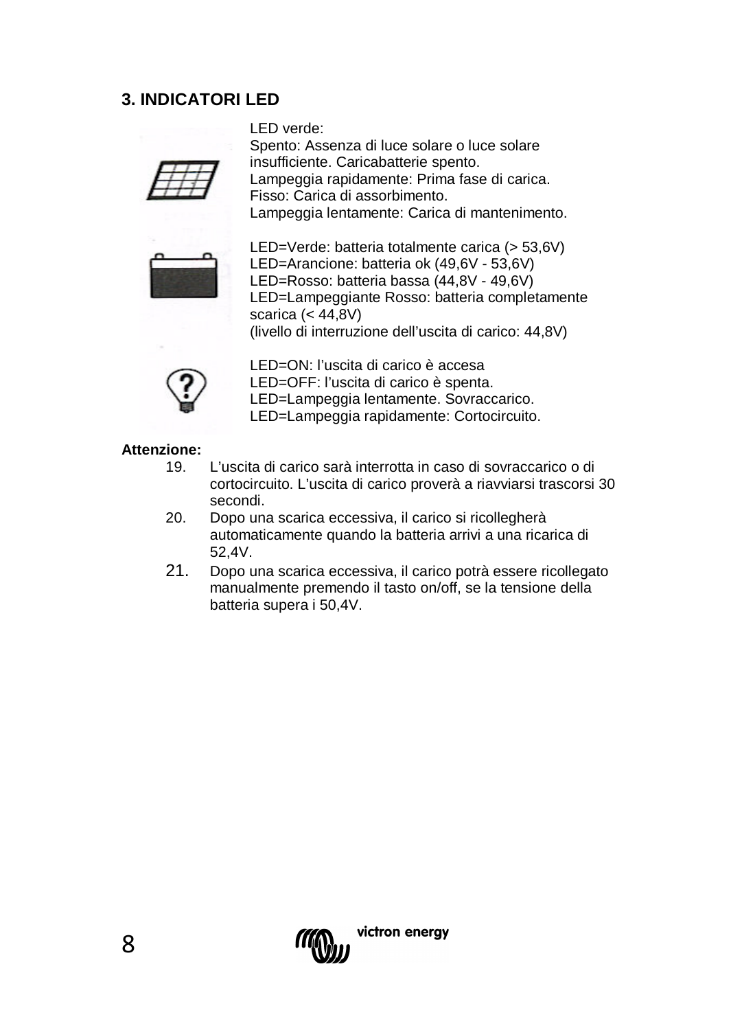## 3. INDICATORI LED

LED verde:
Spento: Assenza di luce solare o luce solare insufficiente. Caricabatterie spento.
Lampeggia rapidamente: Prima fase di carica.
Fisso: Carica di assorbimento.
Lampeggia lentamente: Carica di mantenimento.

LED=Verde: batteria totalmente carica (> 53,6V)
LED=Arancione: batteria ok (49,6V - 53,6V)
LED=Rosso: batteria bassa (44,8V - 49,6V)
LED=Lampeggiante Rosso: batteria completamente scarica (< 44,8V)
(livello di interruzione dell'uscita di carico: 44,8V)

LED=ON: l'uscita di carico è accesa
LED=OFF: l'uscita di carico è spenta.
LED=Lampeggia lentamente. Sovraccarico.
LED=Lampeggia rapidamente: Cortocircuito.

**Attenzione:**

19. L'uscita di carico sarà interrotta in caso di sovraccarico o di cortocircuito. L'uscita di carico proverà a riavviarsi trascorsi 30 secondi.
20. Dopo una scarica eccessiva, il carico si ricollegherà automaticamente quando la batteria arrivi a una ricarica di 52,4V.
21. Dopo una scarica eccessiva, il carico potrà essere ricollegato manualmente premendo il tasto on/off, se la tensione della batteria supera i 50,4V.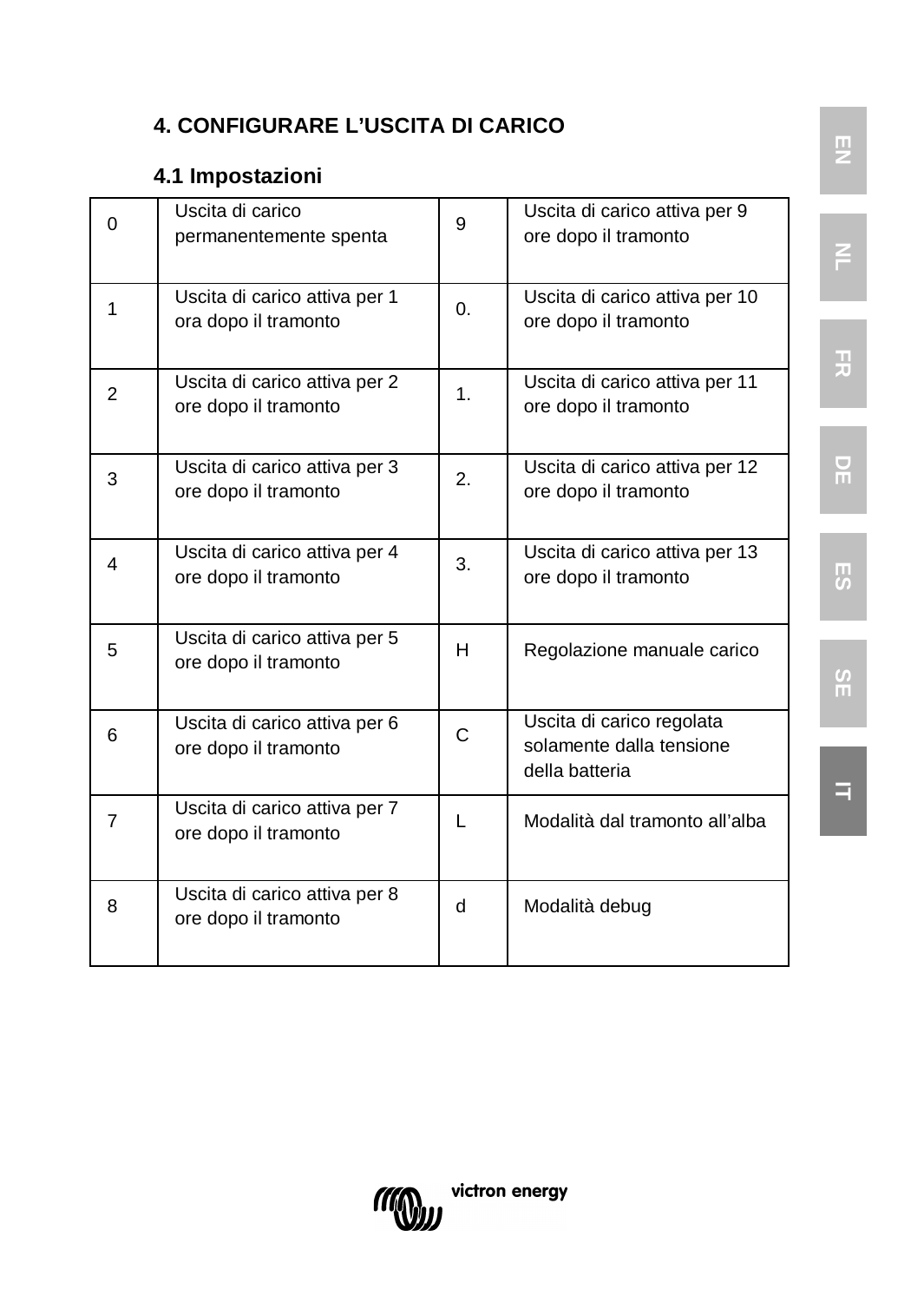## 4. CONFIGURARE L'USCITA DI CARICO

### 4.1 Impostazioni

| | | | |
|---|---|---|---|
| 0 | Uscita di carico permanentemente spenta | 9 | Uscita di carico attiva per 9 ore dopo il tramonto |
| 1 | Uscita di carico attiva per 1 ora dopo il tramonto | 0. | Uscita di carico attiva per 10 ore dopo il tramonto |
| 2 | Uscita di carico attiva per 2 ore dopo il tramonto | 1. | Uscita di carico attiva per 11 ore dopo il tramonto |
| 3 | Uscita di carico attiva per 3 ore dopo il tramonto | 2. | Uscita di carico attiva per 12 ore dopo il tramonto |
| 4 | Uscita di carico attiva per 4 ore dopo il tramonto | 3. | Uscita di carico attiva per 13 ore dopo il tramonto |
| 5 | Uscita di carico attiva per 5 ore dopo il tramonto | H | Regolazione manuale carico |
| 6 | Uscita di carico attiva per 6 ore dopo il tramonto | C | Uscita di carico regolata solamente dalla tensione della batteria |
| 7 | Uscita di carico attiva per 7 ore dopo il tramonto | L | Modalità dal tramonto all'alba |
| 8 | Uscita di carico attiva per 8 ore dopo il tramonto | d | Modalità debug |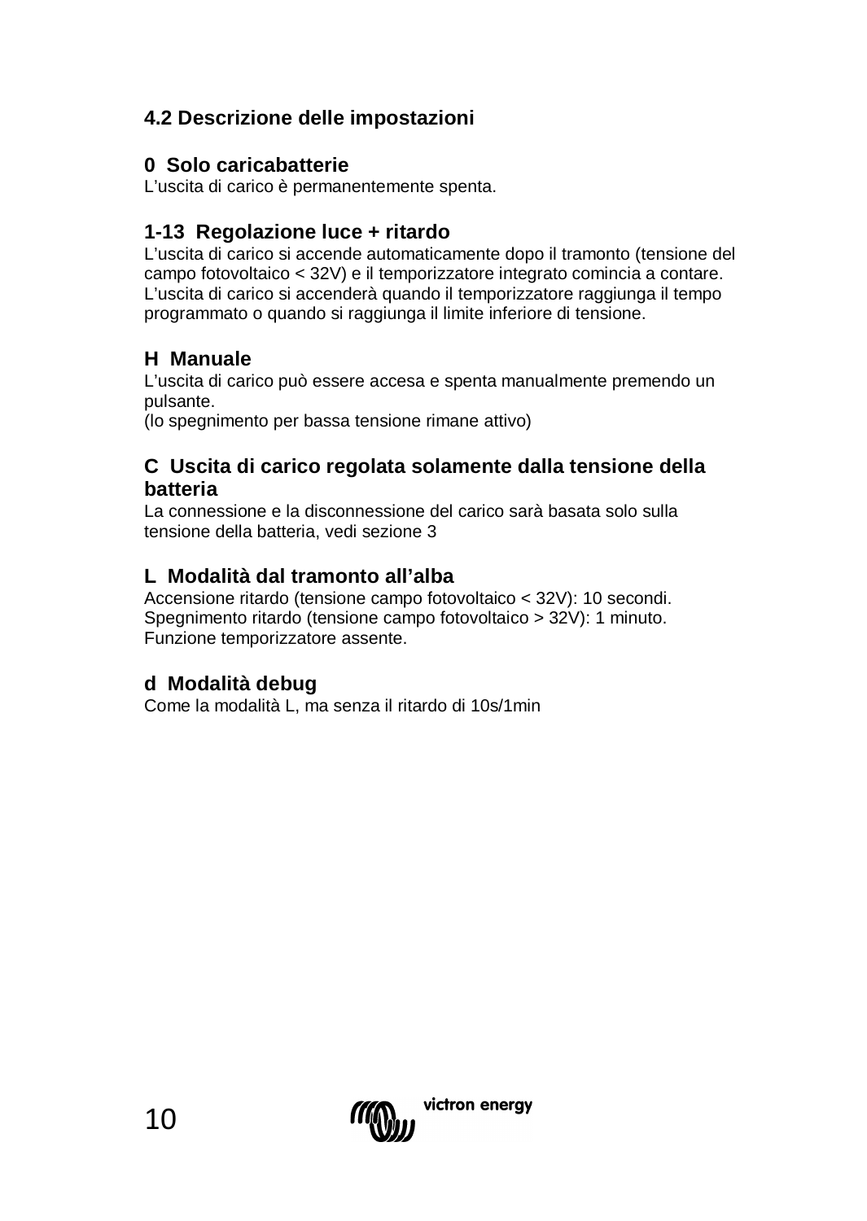## 4.2 Descrizione delle impostazioni

### 0  Solo caricabatterie

L'uscita di carico è permanentemente spenta.

### 1-13  Regolazione luce + ritardo

L'uscita di carico si accende automaticamente dopo il tramonto (tensione del campo fotovoltaico < 32V) e il temporizzatore integrato comincia a contare. L'uscita di carico si accenderà quando il temporizzatore raggiunga il tempo programmato o quando si raggiunga il limite inferiore di tensione.

### H  Manuale

L'uscita di carico può essere accesa e spenta manualmente premendo un pulsante.
(lo spegnimento per bassa tensione rimane attivo)

### C  Uscita di carico regolata solamente dalla tensione della batteria

La connessione e la disconnessione del carico sarà basata solo sulla tensione della batteria, vedi sezione 3

### L  Modalità dal tramonto all'alba

Accensione ritardo (tensione campo fotovoltaico < 32V): 10 secondi.
Spegnimento ritardo (tensione campo fotovoltaico > 32V): 1 minuto.
Funzione temporizzatore assente.

### d  Modalità debug

Come la modalità L, ma senza il ritardo di 10s/1min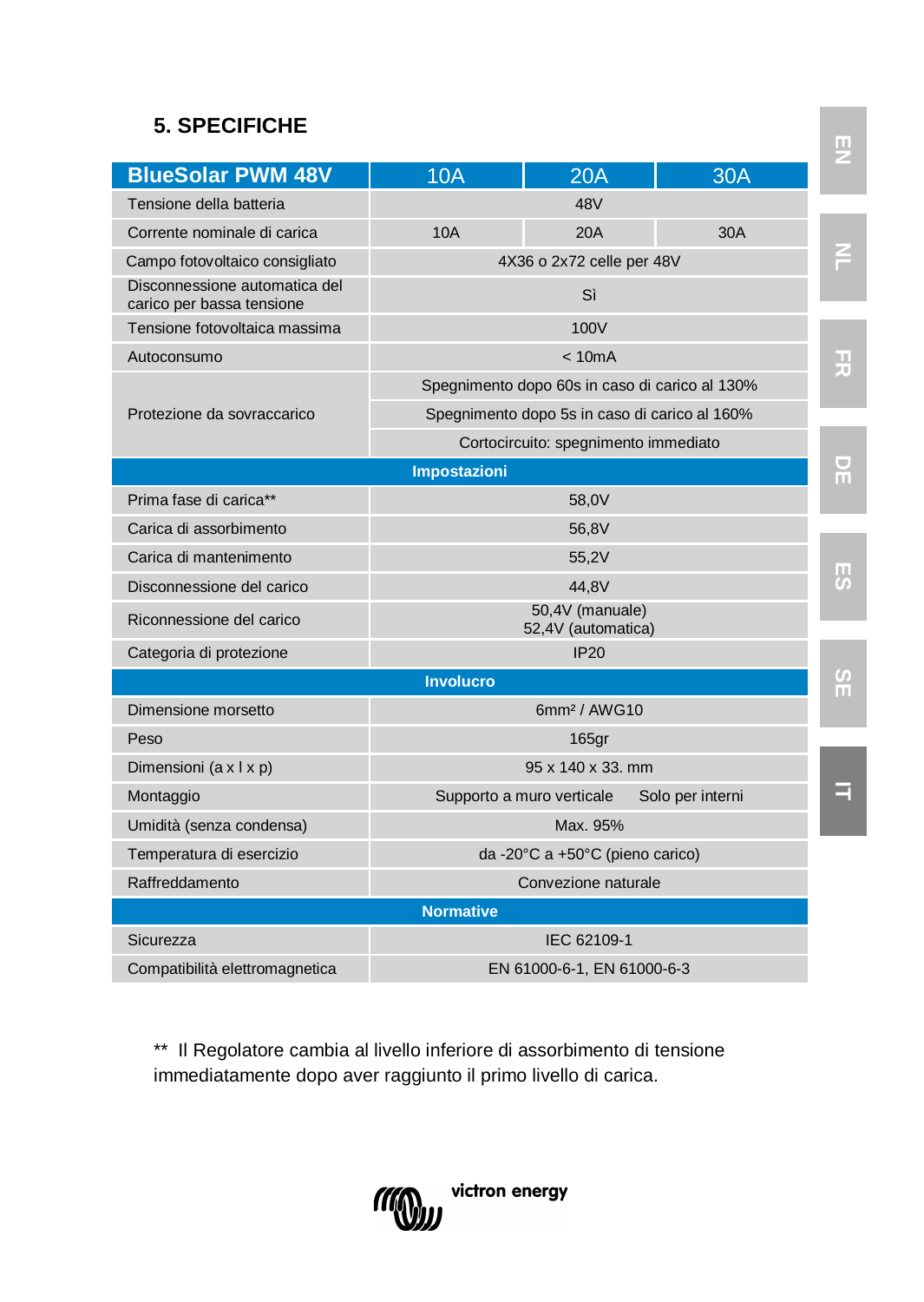## 5. SPECIFICHE

| BlueSolar PWM 48V | 10A | 20A | 30A |
|---|---|---|---|
| Tensione della batteria | 48V | | |
| Corrente nominale di carica | 10A | 20A | 30A |
| Campo fotovoltaico consigliato | 4X36 o 2x72 celle per 48V | | |
| Disconnessione automatica del carico per bassa tensione | Sì | | |
| Tensione fotovoltaica massima | 100V | | |
| Autoconsumo | < 10mA | | |
| Protezione da sovraccarico | Spegnimento dopo 60s in caso di carico al 130% | | |
| | Spegnimento dopo 5s in caso di carico al 160% | | |
| | Cortocircuito: spegnimento immediato | | |
| **Impostazioni** | | | |
| Prima fase di carica** | 58,0V | | |
| Carica di assorbimento | 56,8V | | |
| Carica di mantenimento | 55,2V | | |
| Disconnessione del carico | 44,8V | | |
| Riconnessione del carico | 50,4V (manuale) 52,4V (automatica) | | |
| Categoria di protezione | IP20 | | |
| **Involucro** | | | |
| Dimensione morsetto | 6mm² / AWG10 | | |
| Peso | 165gr | | |
| Dimensioni (a x l x p) | 95 x 140 x 33. mm | | |
| Montaggio | Supporto a muro verticale Solo per interni | | |
| Umidità (senza condensa) | Max. 95% | | |
| Temperatura di esercizio | da -20°C a +50°C (pieno carico) | | |
| Raffreddamento | Convezione naturale | | |
| **Normative** | | | |
| Sicurezza | IEC 62109-1 | | |
| Compatibilità elettromagnetica | EN 61000-6-1, EN 61000-6-3 | | |

** Il Regolatore cambia al livello inferiore di assorbimento di tensione immediatamente dopo aver raggiunto il primo livello di carica.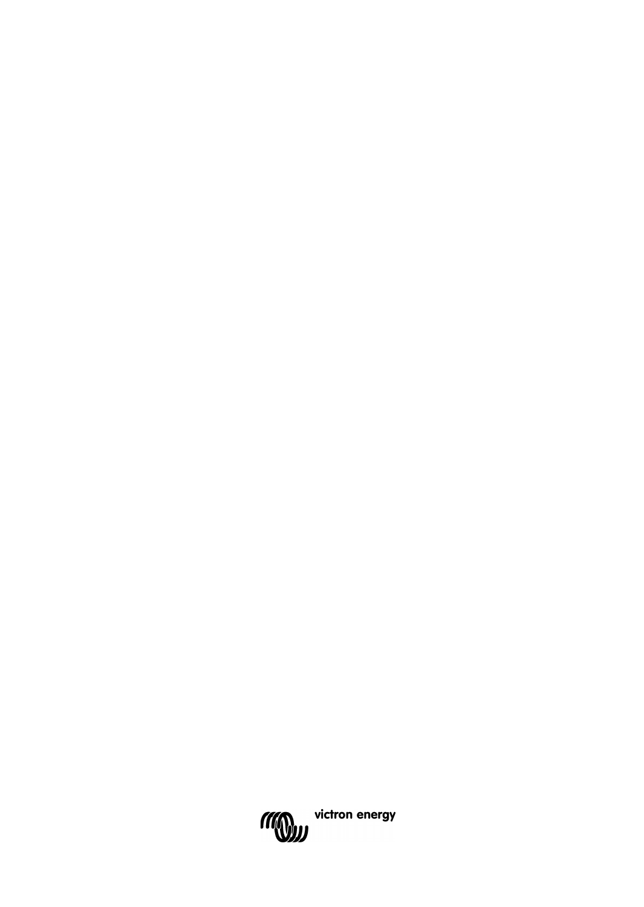victron energy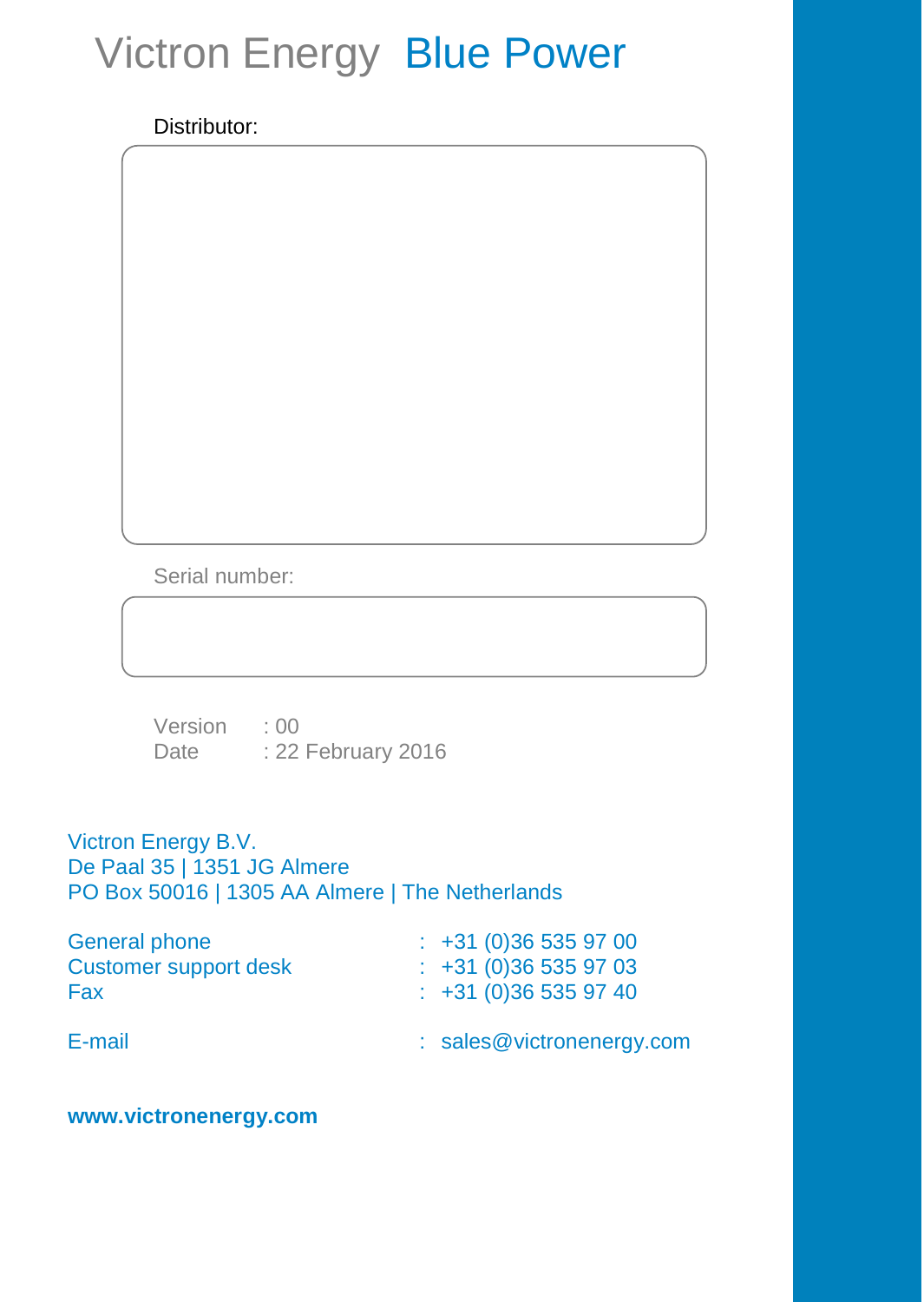# Victron Energy Blue Power

Distributor:

Serial number:

Version : 00
Date : 22 February 2016

Victron Energy B.V.
De Paal 35 | 1351 JG Almere
PO Box 50016 | 1305 AA Almere | The Netherlands

General phone : +31 (0)36 535 97 00
Customer support desk : +31 (0)36 535 97 03
Fax : +31 (0)36 535 97 40

E-mail : sales@victronenergy.com

**www.victronenergy.com**